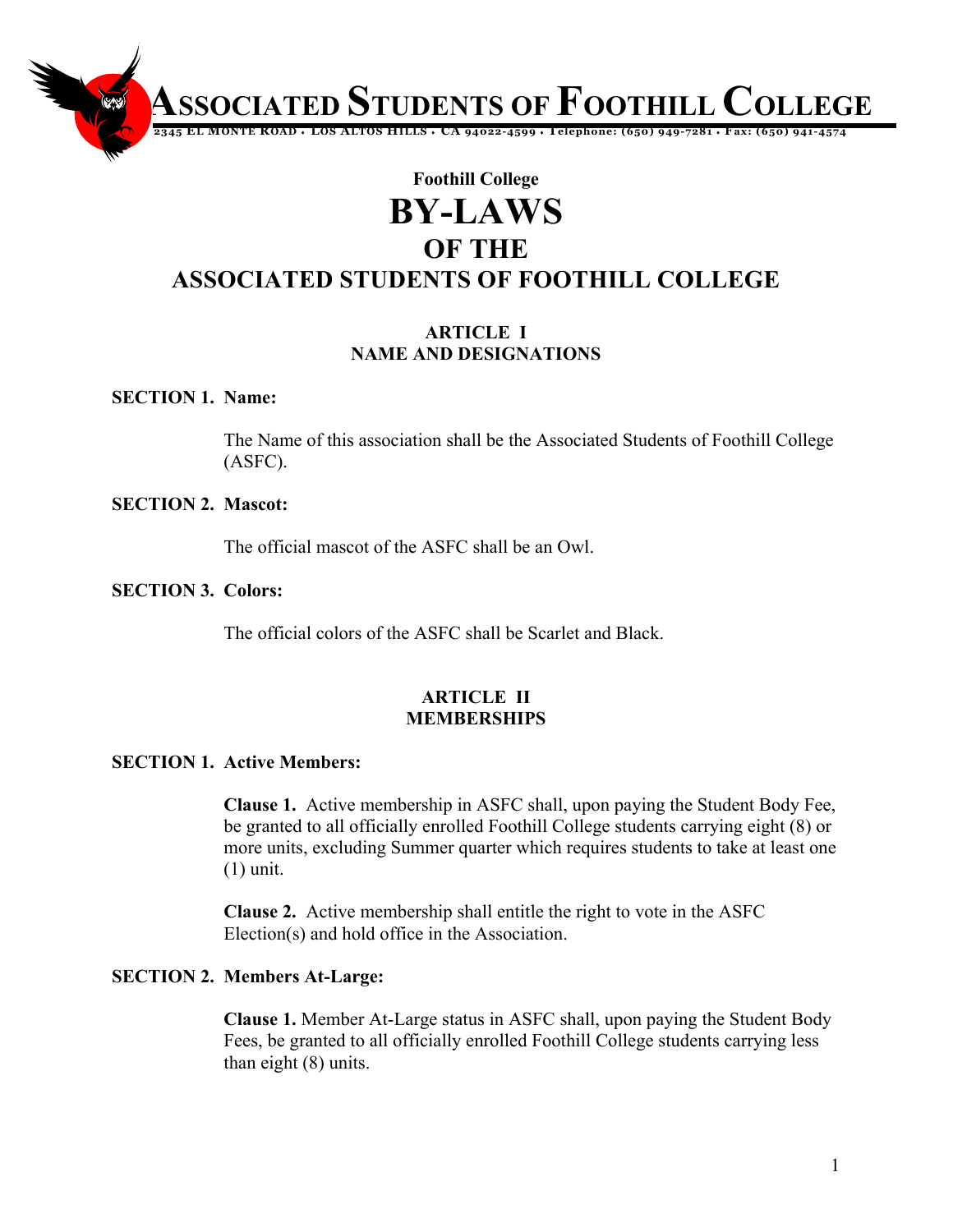# ASSOCIATED STUDENTS OF FOOTHILL COLLEGE

2345 EL MONTE ROAD • LOS ALTOS HILLS • CA 94022-4599 • Telephone: (650) 949-7281 • Fax: (650) 941-4574

**Foothill College**

# BY-LAWS
## OF THE
## ASSOCIATED STUDENTS OF FOOTHILL COLLEGE

### ARTICLE I
### NAME AND DESIGNATIONS

**SECTION 1. Name:**

The Name of this association shall be the Associated Students of Foothill College (ASFC).

**SECTION 2. Mascot:**

The official mascot of the ASFC shall be an Owl.

**SECTION 3. Colors:**

The official colors of the ASFC shall be Scarlet and Black.

### ARTICLE II
### MEMBERSHIPS

**SECTION 1. Active Members:**

**Clause 1.** Active membership in ASFC shall, upon paying the Student Body Fee, be granted to all officially enrolled Foothill College students carrying eight (8) or more units, excluding Summer quarter which requires students to take at least one (1) unit.

**Clause 2.** Active membership shall entitle the right to vote in the ASFC Election(s) and hold office in the Association.

**SECTION 2. Members At-Large:**

**Clause 1.** Member At-Large status in ASFC shall, upon paying the Student Body Fees, be granted to all officially enrolled Foothill College students carrying less than eight (8) units.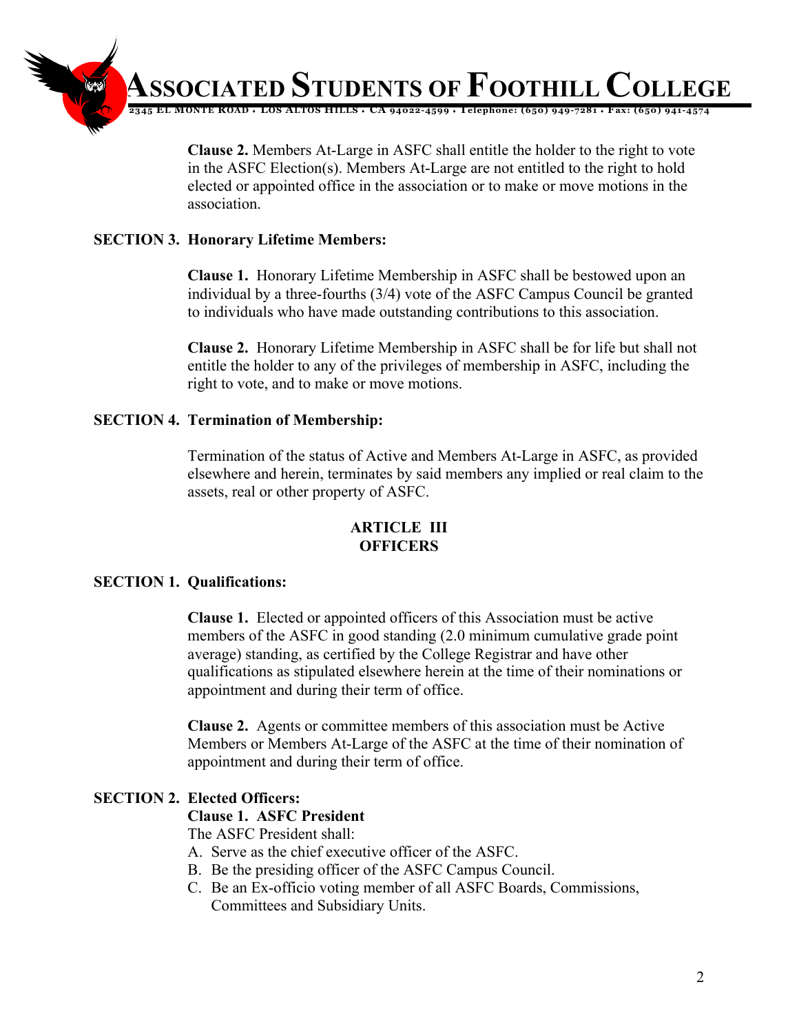**Clause 2.** Members At-Large in ASFC shall entitle the holder to the right to vote in the ASFC Election(s). Members At-Large are not entitled to the right to hold elected or appointed office in the association or to make or move motions in the association.

**SECTION 3. Honorary Lifetime Members:**

**Clause 1.** Honorary Lifetime Membership in ASFC shall be bestowed upon an individual by a three-fourths (3/4) vote of the ASFC Campus Council be granted to individuals who have made outstanding contributions to this association.

**Clause 2.** Honorary Lifetime Membership in ASFC shall be for life but shall not entitle the holder to any of the privileges of membership in ASFC, including the right to vote, and to make or move motions.

**SECTION 4. Termination of Membership:**

Termination of the status of Active and Members At-Large in ASFC, as provided elsewhere and herein, terminates by said members any implied or real claim to the assets, real or other property of ASFC.

## ARTICLE III
## OFFICERS

**SECTION 1. Qualifications:**

**Clause 1.** Elected or appointed officers of this Association must be active members of the ASFC in good standing (2.0 minimum cumulative grade point average) standing, as certified by the College Registrar and have other qualifications as stipulated elsewhere herein at the time of their nominations or appointment and during their term of office.

**Clause 2.** Agents or committee members of this association must be Active Members or Members At-Large of the ASFC at the time of their nomination of appointment and during their term of office.

**SECTION 2. Elected Officers:**

**Clause 1. ASFC President**

The ASFC President shall:

A. Serve as the chief executive officer of the ASFC.
B. Be the presiding officer of the ASFC Campus Council.
C. Be an Ex-officio voting member of all ASFC Boards, Commissions, Committees and Subsidiary Units.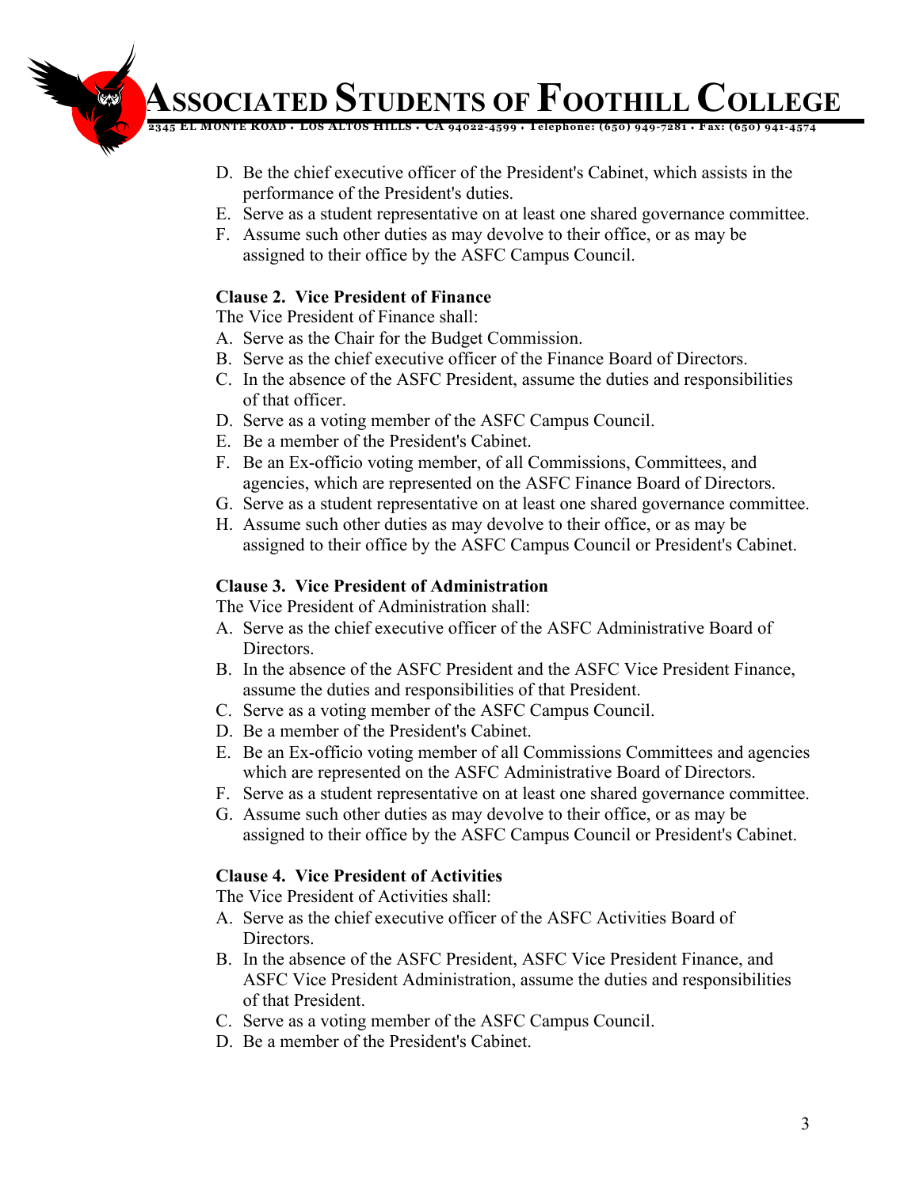D. Be the chief executive officer of the President's Cabinet, which assists in the performance of the President's duties.
E. Serve as a student representative on at least one shared governance committee.
F. Assume such other duties as may devolve to their office, or as may be assigned to their office by the ASFC Campus Council.

**Clause 2. Vice President of Finance**

The Vice President of Finance shall:

A. Serve as the Chair for the Budget Commission.
B. Serve as the chief executive officer of the Finance Board of Directors.
C. In the absence of the ASFC President, assume the duties and responsibilities of that officer.
D. Serve as a voting member of the ASFC Campus Council.
E. Be a member of the President's Cabinet.
F. Be an Ex-officio voting member, of all Commissions, Committees, and agencies, which are represented on the ASFC Finance Board of Directors.
G. Serve as a student representative on at least one shared governance committee.
H. Assume such other duties as may devolve to their office, or as may be assigned to their office by the ASFC Campus Council or President's Cabinet.

**Clause 3. Vice President of Administration**

The Vice President of Administration shall:

A. Serve as the chief executive officer of the ASFC Administrative Board of Directors.
B. In the absence of the ASFC President and the ASFC Vice President Finance, assume the duties and responsibilities of that President.
C. Serve as a voting member of the ASFC Campus Council.
D. Be a member of the President's Cabinet.
E. Be an Ex-officio voting member of all Commissions Committees and agencies which are represented on the ASFC Administrative Board of Directors.
F. Serve as a student representative on at least one shared governance committee.
G. Assume such other duties as may devolve to their office, or as may be assigned to their office by the ASFC Campus Council or President's Cabinet.

**Clause 4. Vice President of Activities**

The Vice President of Activities shall:

A. Serve as the chief executive officer of the ASFC Activities Board of Directors.
B. In the absence of the ASFC President, ASFC Vice President Finance, and ASFC Vice President Administration, assume the duties and responsibilities of that President.
C. Serve as a voting member of the ASFC Campus Council.
D. Be a member of the President's Cabinet.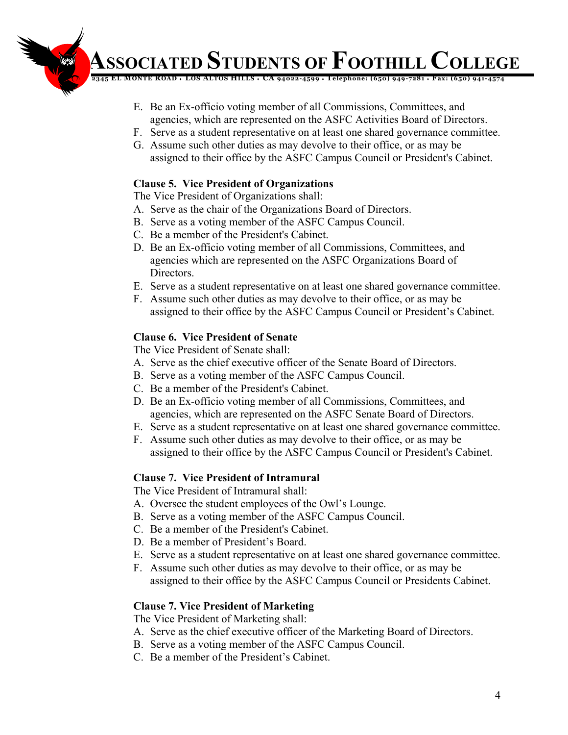E. Be an Ex-officio voting member of all Commissions, Committees, and agencies, which are represented on the ASFC Activities Board of Directors.
F. Serve as a student representative on at least one shared governance committee.
G. Assume such other duties as may devolve to their office, or as may be assigned to their office by the ASFC Campus Council or President's Cabinet.

**Clause 5. Vice President of Organizations**

The Vice President of Organizations shall:

A. Serve as the chair of the Organizations Board of Directors.
B. Serve as a voting member of the ASFC Campus Council.
C. Be a member of the President's Cabinet.
D. Be an Ex-officio voting member of all Commissions, Committees, and agencies which are represented on the ASFC Organizations Board of Directors.
E. Serve as a student representative on at least one shared governance committee.
F. Assume such other duties as may devolve to their office, or as may be assigned to their office by the ASFC Campus Council or President's Cabinet.

**Clause 6. Vice President of Senate**

The Vice President of Senate shall:

A. Serve as the chief executive officer of the Senate Board of Directors.
B. Serve as a voting member of the ASFC Campus Council.
C. Be a member of the President's Cabinet.
D. Be an Ex-officio voting member of all Commissions, Committees, and agencies, which are represented on the ASFC Senate Board of Directors.
E. Serve as a student representative on at least one shared governance committee.
F. Assume such other duties as may devolve to their office, or as may be assigned to their office by the ASFC Campus Council or President's Cabinet.

**Clause 7. Vice President of Intramural**

The Vice President of Intramural shall:

A. Oversee the student employees of the Owl's Lounge.
B. Serve as a voting member of the ASFC Campus Council.
C. Be a member of the President's Cabinet.
D. Be a member of President's Board.
E. Serve as a student representative on at least one shared governance committee.
F. Assume such other duties as may devolve to their office, or as may be assigned to their office by the ASFC Campus Council or Presidents Cabinet.

**Clause 7. Vice President of Marketing**

The Vice President of Marketing shall:

A. Serve as the chief executive officer of the Marketing Board of Directors.
B. Serve as a voting member of the ASFC Campus Council.
C. Be a member of the President's Cabinet.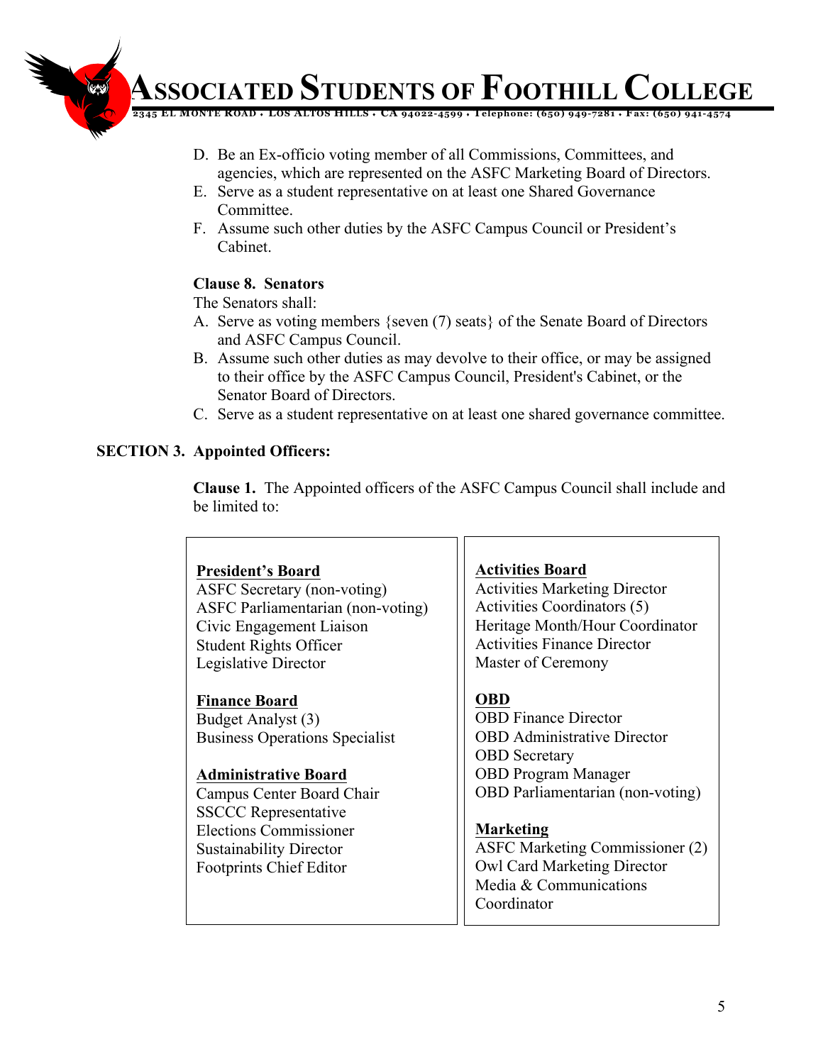D. Be an Ex-officio voting member of all Commissions, Committees, and agencies, which are represented on the ASFC Marketing Board of Directors.
E. Serve as a student representative on at least one Shared Governance Committee.
F. Assume such other duties by the ASFC Campus Council or President's Cabinet.

**Clause 8. Senators**

The Senators shall:

A. Serve as voting members {seven (7) seats} of the Senate Board of Directors and ASFC Campus Council.
B. Assume such other duties as may devolve to their office, or may be assigned to their office by the ASFC Campus Council, President's Cabinet, or the Senator Board of Directors.
C. Serve as a student representative on at least one shared governance committee.

**SECTION 3. Appointed Officers:**

**Clause 1.** The Appointed officers of the ASFC Campus Council shall include and be limited to:

**President's Board**
ASFC Secretary (non-voting)
ASFC Parliamentarian (non-voting)
Civic Engagement Liaison
Student Rights Officer
Legislative Director

**Finance Board**
Budget Analyst (3)
Business Operations Specialist

**Administrative Board**
Campus Center Board Chair
SSCCC Representative
Elections Commissioner
Sustainability Director
Footprints Chief Editor

**Activities Board**
Activities Marketing Director
Activities Coordinators (5)
Heritage Month/Hour Coordinator
Activities Finance Director
Master of Ceremony

**OBD**
OBD Finance Director
OBD Administrative Director
OBD Secretary
OBD Program Manager
OBD Parliamentarian (non-voting)

**Marketing**
ASFC Marketing Commissioner (2)
Owl Card Marketing Director
Media & Communications Coordinator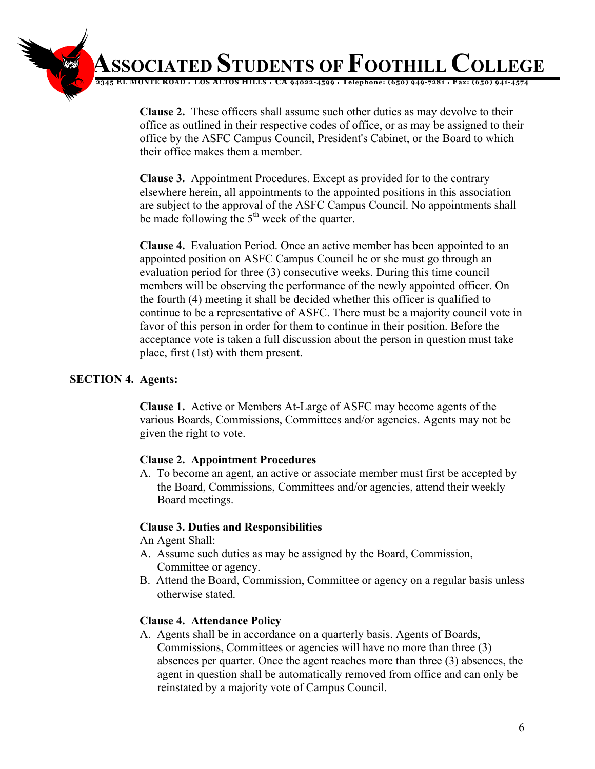**Clause 2.** These officers shall assume such other duties as may devolve to their office as outlined in their respective codes of office, or as may be assigned to their office by the ASFC Campus Council, President's Cabinet, or the Board to which their office makes them a member.

**Clause 3.** Appointment Procedures. Except as provided for to the contrary elsewhere herein, all appointments to the appointed positions in this association are subject to the approval of the ASFC Campus Council. No appointments shall be made following the 5th week of the quarter.

**Clause 4.** Evaluation Period. Once an active member has been appointed to an appointed position on ASFC Campus Council he or she must go through an evaluation period for three (3) consecutive weeks. During this time council members will be observing the performance of the newly appointed officer. On the fourth (4) meeting it shall be decided whether this officer is qualified to continue to be a representative of ASFC. There must be a majority council vote in favor of this person in order for them to continue in their position. Before the acceptance vote is taken a full discussion about the person in question must take place, first (1st) with them present.

**SECTION 4. Agents:**

**Clause 1.** Active or Members At-Large of ASFC may become agents of the various Boards, Commissions, Committees and/or agencies. Agents may not be given the right to vote.

**Clause 2. Appointment Procedures**

A. To become an agent, an active or associate member must first be accepted by the Board, Commissions, Committees and/or agencies, attend their weekly Board meetings.

**Clause 3. Duties and Responsibilities**

An Agent Shall:

A. Assume such duties as may be assigned by the Board, Commission, Committee or agency.
B. Attend the Board, Commission, Committee or agency on a regular basis unless otherwise stated.

**Clause 4. Attendance Policy**

A. Agents shall be in accordance on a quarterly basis. Agents of Boards, Commissions, Committees or agencies will have no more than three (3) absences per quarter. Once the agent reaches more than three (3) absences, the agent in question shall be automatically removed from office and can only be reinstated by a majority vote of Campus Council.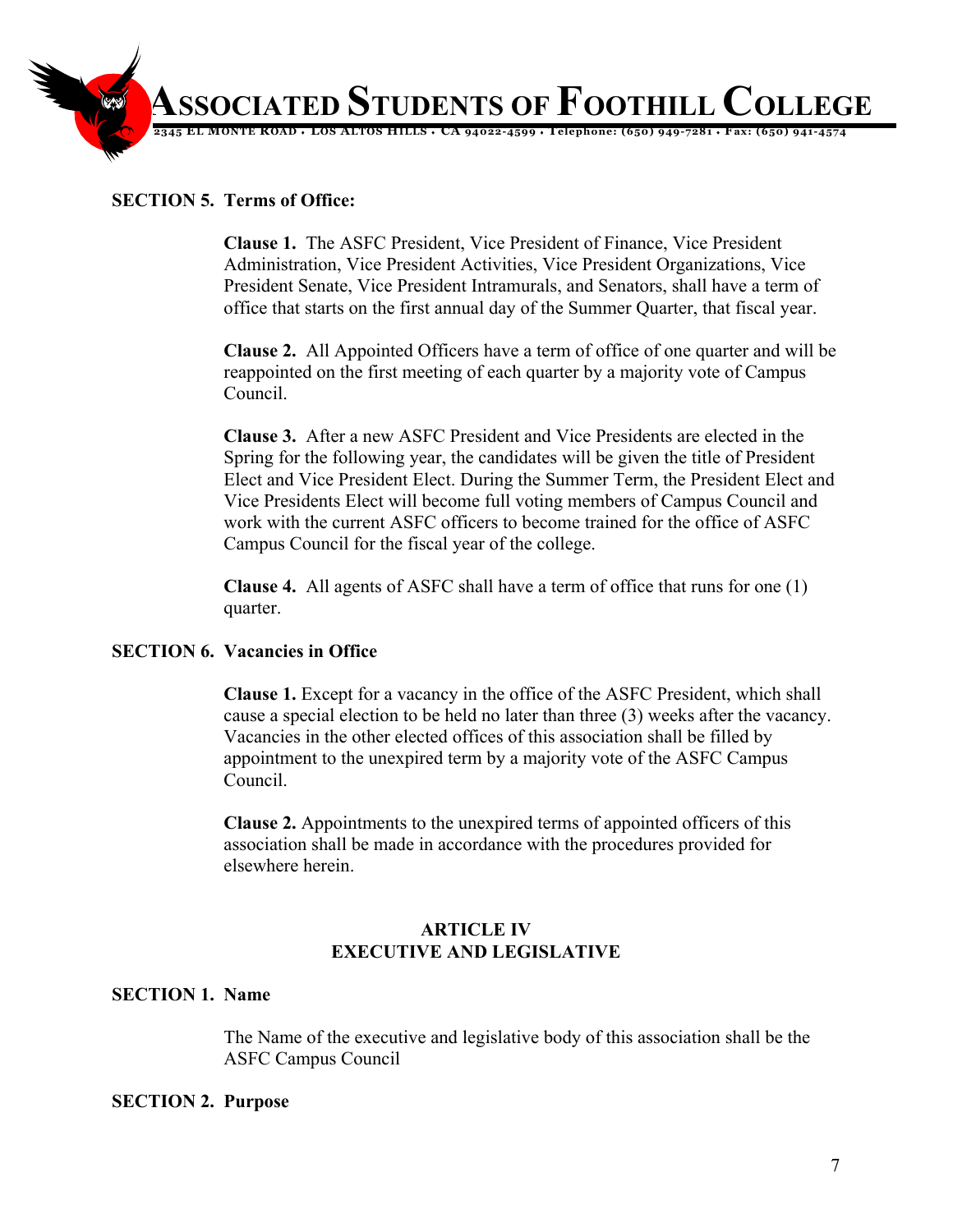**SECTION 5. Terms of Office:**

**Clause 1.** The ASFC President, Vice President of Finance, Vice President Administration, Vice President Activities, Vice President Organizations, Vice President Senate, Vice President Intramurals, and Senators, shall have a term of office that starts on the first annual day of the Summer Quarter, that fiscal year.

**Clause 2.** All Appointed Officers have a term of office of one quarter and will be reappointed on the first meeting of each quarter by a majority vote of Campus Council.

**Clause 3.** After a new ASFC President and Vice Presidents are elected in the Spring for the following year, the candidates will be given the title of President Elect and Vice President Elect. During the Summer Term, the President Elect and Vice Presidents Elect will become full voting members of Campus Council and work with the current ASFC officers to become trained for the office of ASFC Campus Council for the fiscal year of the college.

**Clause 4.** All agents of ASFC shall have a term of office that runs for one (1) quarter.

**SECTION 6. Vacancies in Office**

**Clause 1.** Except for a vacancy in the office of the ASFC President, which shall cause a special election to be held no later than three (3) weeks after the vacancy. Vacancies in the other elected offices of this association shall be filled by appointment to the unexpired term by a majority vote of the ASFC Campus Council.

**Clause 2.** Appointments to the unexpired terms of appointed officers of this association shall be made in accordance with the procedures provided for elsewhere herein.

## ARTICLE IV
## EXECUTIVE AND LEGISLATIVE

**SECTION 1. Name**

The Name of the executive and legislative body of this association shall be the ASFC Campus Council

**SECTION 2. Purpose**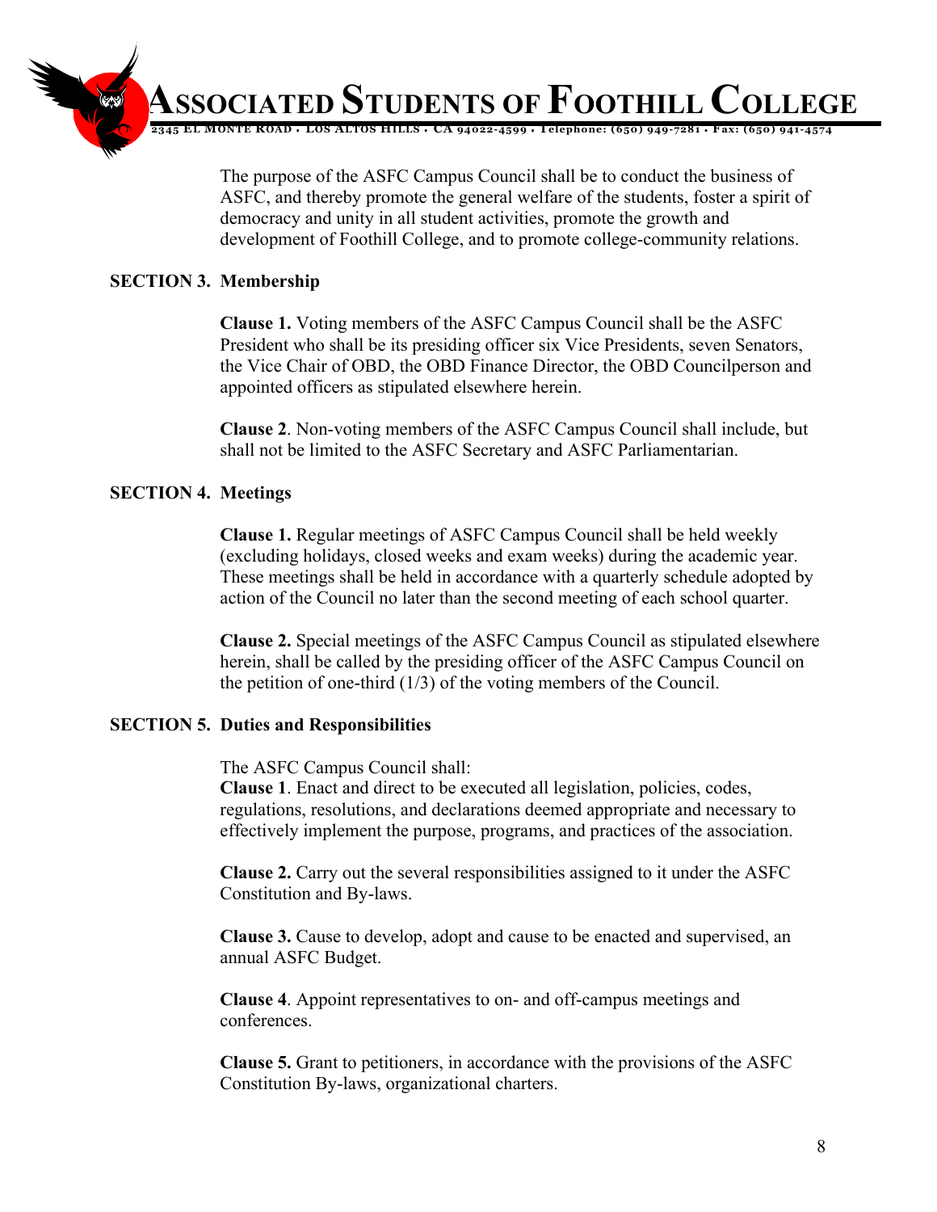The purpose of the ASFC Campus Council shall be to conduct the business of ASFC, and thereby promote the general welfare of the students, foster a spirit of democracy and unity in all student activities, promote the growth and development of Foothill College, and to promote college-community relations.

**SECTION 3. Membership**

**Clause 1.** Voting members of the ASFC Campus Council shall be the ASFC President who shall be its presiding officer six Vice Presidents, seven Senators, the Vice Chair of OBD, the OBD Finance Director, the OBD Councilperson and appointed officers as stipulated elsewhere herein.

**Clause 2**. Non-voting members of the ASFC Campus Council shall include, but shall not be limited to the ASFC Secretary and ASFC Parliamentarian.

**SECTION 4. Meetings**

**Clause 1.** Regular meetings of ASFC Campus Council shall be held weekly (excluding holidays, closed weeks and exam weeks) during the academic year. These meetings shall be held in accordance with a quarterly schedule adopted by action of the Council no later than the second meeting of each school quarter.

**Clause 2.** Special meetings of the ASFC Campus Council as stipulated elsewhere herein, shall be called by the presiding officer of the ASFC Campus Council on the petition of one-third (1/3) of the voting members of the Council.

**SECTION 5. Duties and Responsibilities**

The ASFC Campus Council shall:

**Clause 1**. Enact and direct to be executed all legislation, policies, codes, regulations, resolutions, and declarations deemed appropriate and necessary to effectively implement the purpose, programs, and practices of the association.

**Clause 2.** Carry out the several responsibilities assigned to it under the ASFC Constitution and By-laws.

**Clause 3.** Cause to develop, adopt and cause to be enacted and supervised, an annual ASFC Budget.

**Clause 4**. Appoint representatives to on- and off-campus meetings and conferences.

**Clause 5.** Grant to petitioners, in accordance with the provisions of the ASFC Constitution By-laws, organizational charters.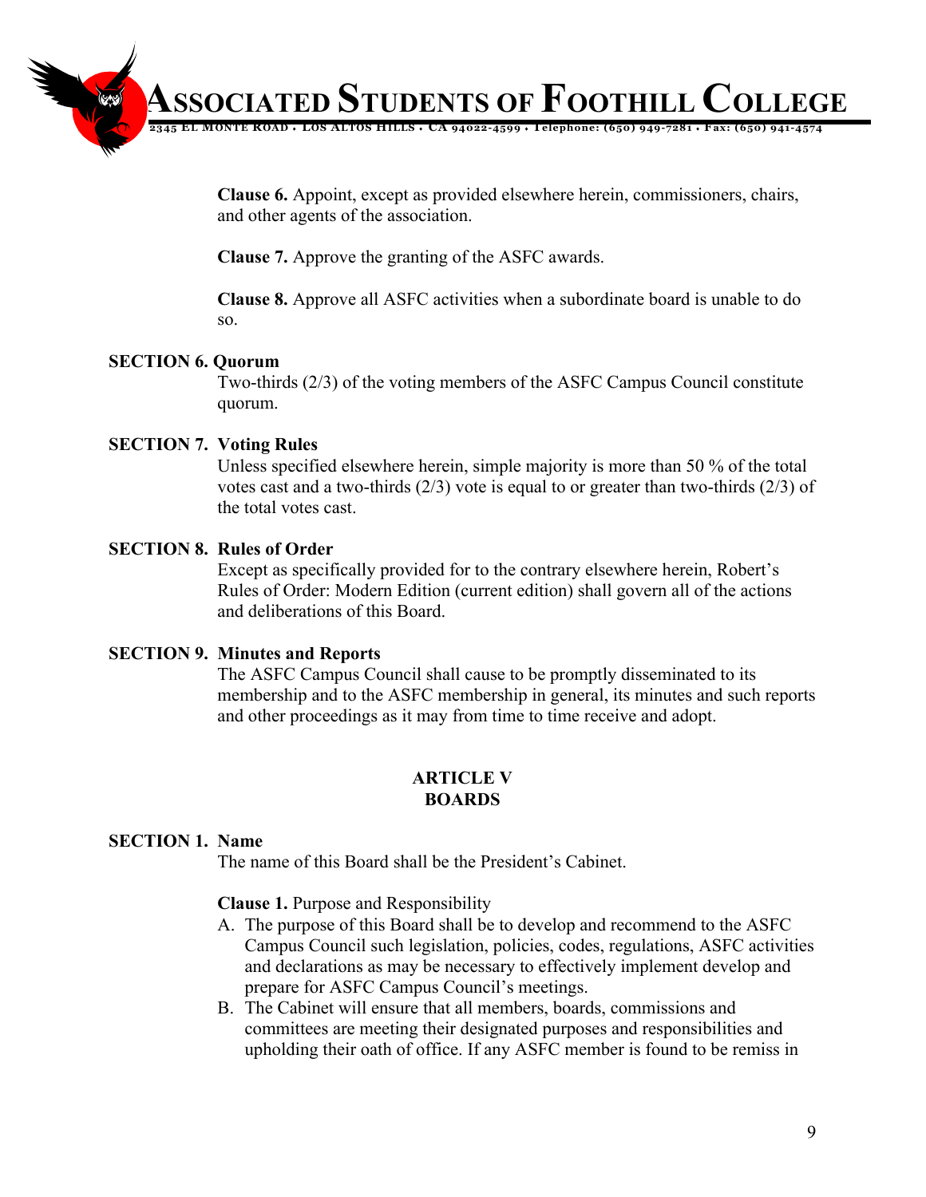**Clause 6.** Appoint, except as provided elsewhere herein, commissioners, chairs, and other agents of the association.

**Clause 7.** Approve the granting of the ASFC awards.

**Clause 8.** Approve all ASFC activities when a subordinate board is unable to do so.

**SECTION 6. Quorum**

Two-thirds (2/3) of the voting members of the ASFC Campus Council constitute quorum.

**SECTION 7. Voting Rules**

Unless specified elsewhere herein, simple majority is more than 50 % of the total votes cast and a two-thirds (2/3) vote is equal to or greater than two-thirds (2/3) of the total votes cast.

**SECTION 8. Rules of Order**

Except as specifically provided for to the contrary elsewhere herein, Robert's Rules of Order: Modern Edition (current edition) shall govern all of the actions and deliberations of this Board.

**SECTION 9. Minutes and Reports**

The ASFC Campus Council shall cause to be promptly disseminated to its membership and to the ASFC membership in general, its minutes and such reports and other proceedings as it may from time to time receive and adopt.

## ARTICLE V
## BOARDS

**SECTION 1. Name**

The name of this Board shall be the President's Cabinet.

**Clause 1.** Purpose and Responsibility

A. The purpose of this Board shall be to develop and recommend to the ASFC Campus Council such legislation, policies, codes, regulations, ASFC activities and declarations as may be necessary to effectively implement develop and prepare for ASFC Campus Council's meetings.
B. The Cabinet will ensure that all members, boards, commissions and committees are meeting their designated purposes and responsibilities and upholding their oath of office. If any ASFC member is found to be remiss in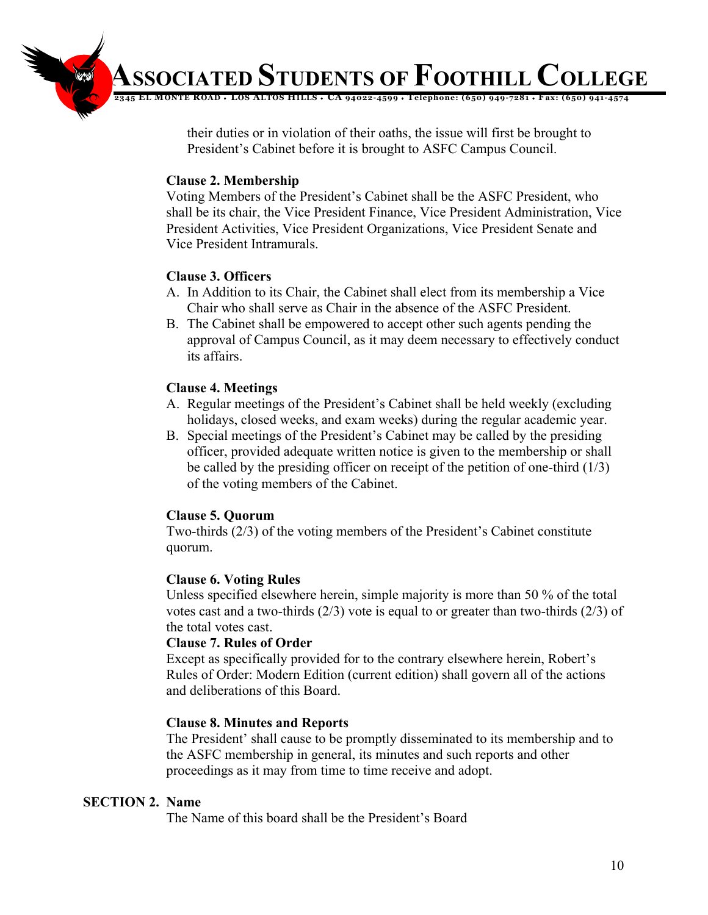their duties or in violation of their oaths, the issue will first be brought to President's Cabinet before it is brought to ASFC Campus Council.

**Clause 2. Membership**

Voting Members of the President's Cabinet shall be the ASFC President, who shall be its chair, the Vice President Finance, Vice President Administration, Vice President Activities, Vice President Organizations, Vice President Senate and Vice President Intramurals.

**Clause 3. Officers**

A. In Addition to its Chair, the Cabinet shall elect from its membership a Vice Chair who shall serve as Chair in the absence of the ASFC President.
B. The Cabinet shall be empowered to accept other such agents pending the approval of Campus Council, as it may deem necessary to effectively conduct its affairs.

**Clause 4. Meetings**

A. Regular meetings of the President's Cabinet shall be held weekly (excluding holidays, closed weeks, and exam weeks) during the regular academic year.
B. Special meetings of the President's Cabinet may be called by the presiding officer, provided adequate written notice is given to the membership or shall be called by the presiding officer on receipt of the petition of one-third (1/3) of the voting members of the Cabinet.

**Clause 5. Quorum**

Two-thirds (2/3) of the voting members of the President's Cabinet constitute quorum.

**Clause 6. Voting Rules**

Unless specified elsewhere herein, simple majority is more than 50 % of the total votes cast and a two-thirds (2/3) vote is equal to or greater than two-thirds (2/3) of the total votes cast.

**Clause 7. Rules of Order**

Except as specifically provided for to the contrary elsewhere herein, Robert's Rules of Order: Modern Edition (current edition) shall govern all of the actions and deliberations of this Board.

**Clause 8. Minutes and Reports**

The President' shall cause to be promptly disseminated to its membership and to the ASFC membership in general, its minutes and such reports and other proceedings as it may from time to time receive and adopt.

**SECTION 2. Name**

The Name of this board shall be the President's Board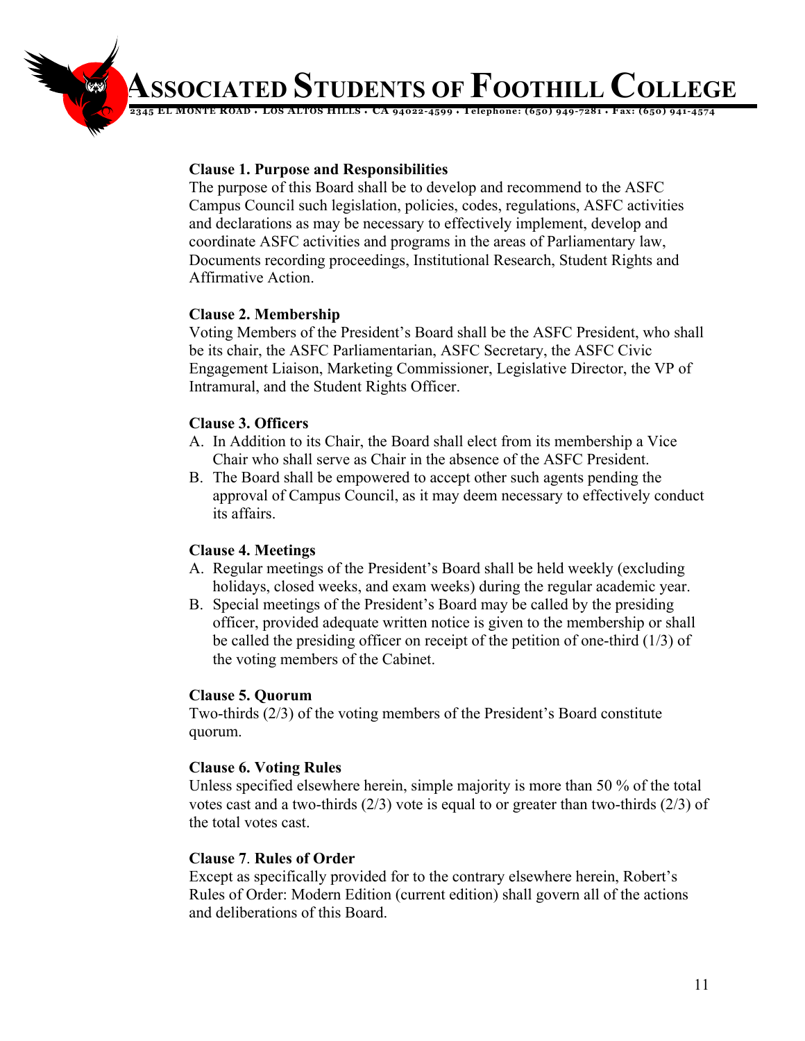**Clause 1. Purpose and Responsibilities**

The purpose of this Board shall be to develop and recommend to the ASFC Campus Council such legislation, policies, codes, regulations, ASFC activities and declarations as may be necessary to effectively implement, develop and coordinate ASFC activities and programs in the areas of Parliamentary law, Documents recording proceedings, Institutional Research, Student Rights and Affirmative Action.

**Clause 2. Membership**

Voting Members of the President's Board shall be the ASFC President, who shall be its chair, the ASFC Parliamentarian, ASFC Secretary, the ASFC Civic Engagement Liaison, Marketing Commissioner, Legislative Director, the VP of Intramural, and the Student Rights Officer.

**Clause 3. Officers**

A. In Addition to its Chair, the Board shall elect from its membership a Vice Chair who shall serve as Chair in the absence of the ASFC President.
B. The Board shall be empowered to accept other such agents pending the approval of Campus Council, as it may deem necessary to effectively conduct its affairs.

**Clause 4. Meetings**

A. Regular meetings of the President's Board shall be held weekly (excluding holidays, closed weeks, and exam weeks) during the regular academic year.
B. Special meetings of the President's Board may be called by the presiding officer, provided adequate written notice is given to the membership or shall be called the presiding officer on receipt of the petition of one-third (1/3) of the voting members of the Cabinet.

**Clause 5. Quorum**

Two-thirds (2/3) of the voting members of the President's Board constitute quorum.

**Clause 6. Voting Rules**

Unless specified elsewhere herein, simple majority is more than 50 % of the total votes cast and a two-thirds (2/3) vote is equal to or greater than two-thirds (2/3) of the total votes cast.

**Clause 7. Rules of Order**

Except as specifically provided for to the contrary elsewhere herein, Robert's Rules of Order: Modern Edition (current edition) shall govern all of the actions and deliberations of this Board.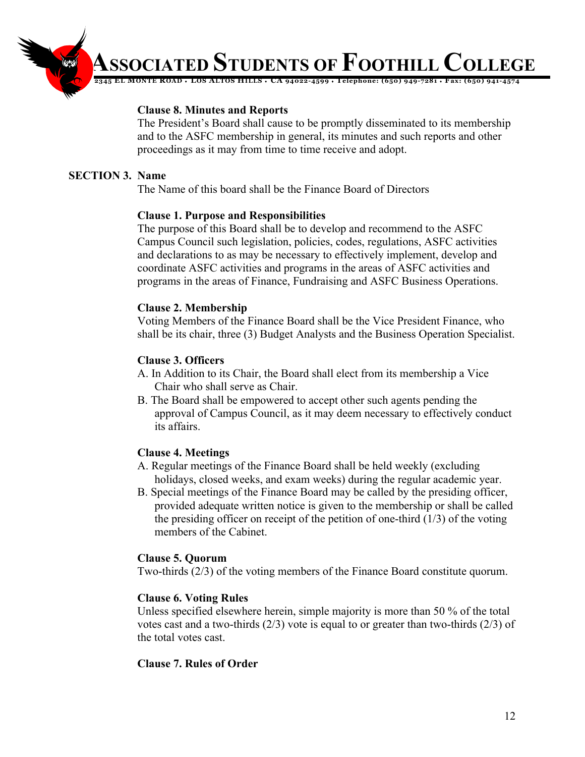**Clause 8. Minutes and Reports**

The President's Board shall cause to be promptly disseminated to its membership and to the ASFC membership in general, its minutes and such reports and other proceedings as it may from time to time receive and adopt.

**SECTION 3. Name**

The Name of this board shall be the Finance Board of Directors

**Clause 1. Purpose and Responsibilities**

The purpose of this Board shall be to develop and recommend to the ASFC Campus Council such legislation, policies, codes, regulations, ASFC activities and declarations to as may be necessary to effectively implement, develop and coordinate ASFC activities and programs in the areas of ASFC activities and programs in the areas of Finance, Fundraising and ASFC Business Operations.

**Clause 2. Membership**

Voting Members of the Finance Board shall be the Vice President Finance, who shall be its chair, three (3) Budget Analysts and the Business Operation Specialist.

**Clause 3. Officers**

A. In Addition to its Chair, the Board shall elect from its membership a Vice Chair who shall serve as Chair.

B. The Board shall be empowered to accept other such agents pending the approval of Campus Council, as it may deem necessary to effectively conduct its affairs.

**Clause 4. Meetings**

A. Regular meetings of the Finance Board shall be held weekly (excluding holidays, closed weeks, and exam weeks) during the regular academic year.

B. Special meetings of the Finance Board may be called by the presiding officer, provided adequate written notice is given to the membership or shall be called the presiding officer on receipt of the petition of one-third (1/3) of the voting members of the Cabinet.

**Clause 5. Quorum**

Two-thirds (2/3) of the voting members of the Finance Board constitute quorum.

**Clause 6. Voting Rules**

Unless specified elsewhere herein, simple majority is more than 50 % of the total votes cast and a two-thirds (2/3) vote is equal to or greater than two-thirds (2/3) of the total votes cast.

**Clause 7. Rules of Order**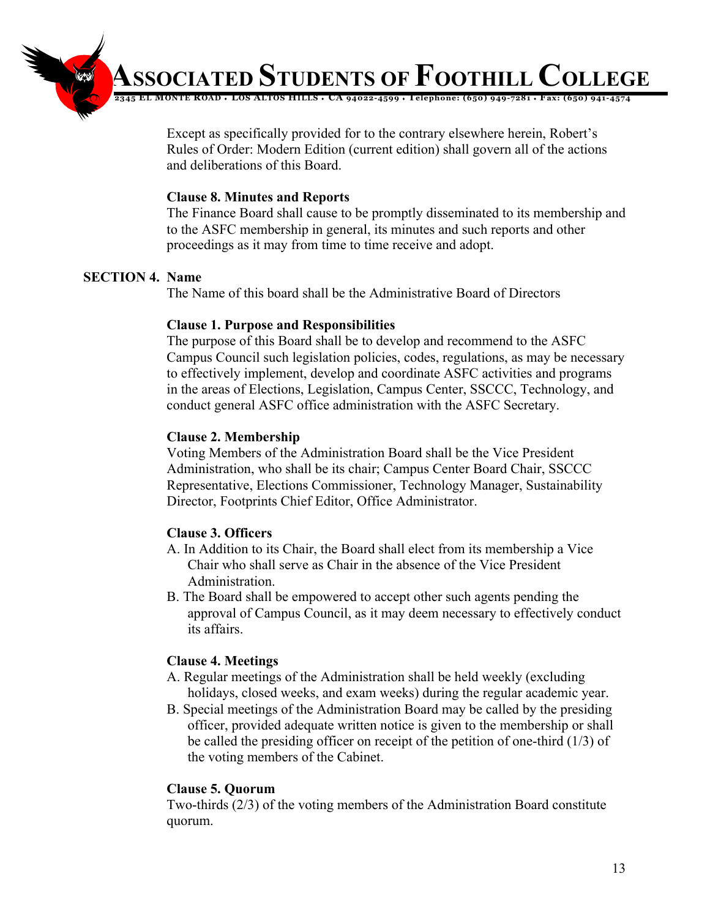Except as specifically provided for to the contrary elsewhere herein, Robert's Rules of Order: Modern Edition (current edition) shall govern all of the actions and deliberations of this Board.

**Clause 8. Minutes and Reports**

The Finance Board shall cause to be promptly disseminated to its membership and to the ASFC membership in general, its minutes and such reports and other proceedings as it may from time to time receive and adopt.

**SECTION 4. Name**

The Name of this board shall be the Administrative Board of Directors

**Clause 1. Purpose and Responsibilities**

The purpose of this Board shall be to develop and recommend to the ASFC Campus Council such legislation policies, codes, regulations, as may be necessary to effectively implement, develop and coordinate ASFC activities and programs in the areas of Elections, Legislation, Campus Center, SSCCC, Technology, and conduct general ASFC office administration with the ASFC Secretary.

**Clause 2. Membership**

Voting Members of the Administration Board shall be the Vice President Administration, who shall be its chair; Campus Center Board Chair, SSCCC Representative, Elections Commissioner, Technology Manager, Sustainability Director, Footprints Chief Editor, Office Administrator.

**Clause 3. Officers**

A. In Addition to its Chair, the Board shall elect from its membership a Vice Chair who shall serve as Chair in the absence of the Vice President Administration.

B. The Board shall be empowered to accept other such agents pending the approval of Campus Council, as it may deem necessary to effectively conduct its affairs.

**Clause 4. Meetings**

A. Regular meetings of the Administration shall be held weekly (excluding holidays, closed weeks, and exam weeks) during the regular academic year.

B. Special meetings of the Administration Board may be called by the presiding officer, provided adequate written notice is given to the membership or shall be called the presiding officer on receipt of the petition of one-third (1/3) of the voting members of the Cabinet.

**Clause 5. Quorum**

Two-thirds (2/3) of the voting members of the Administration Board constitute quorum.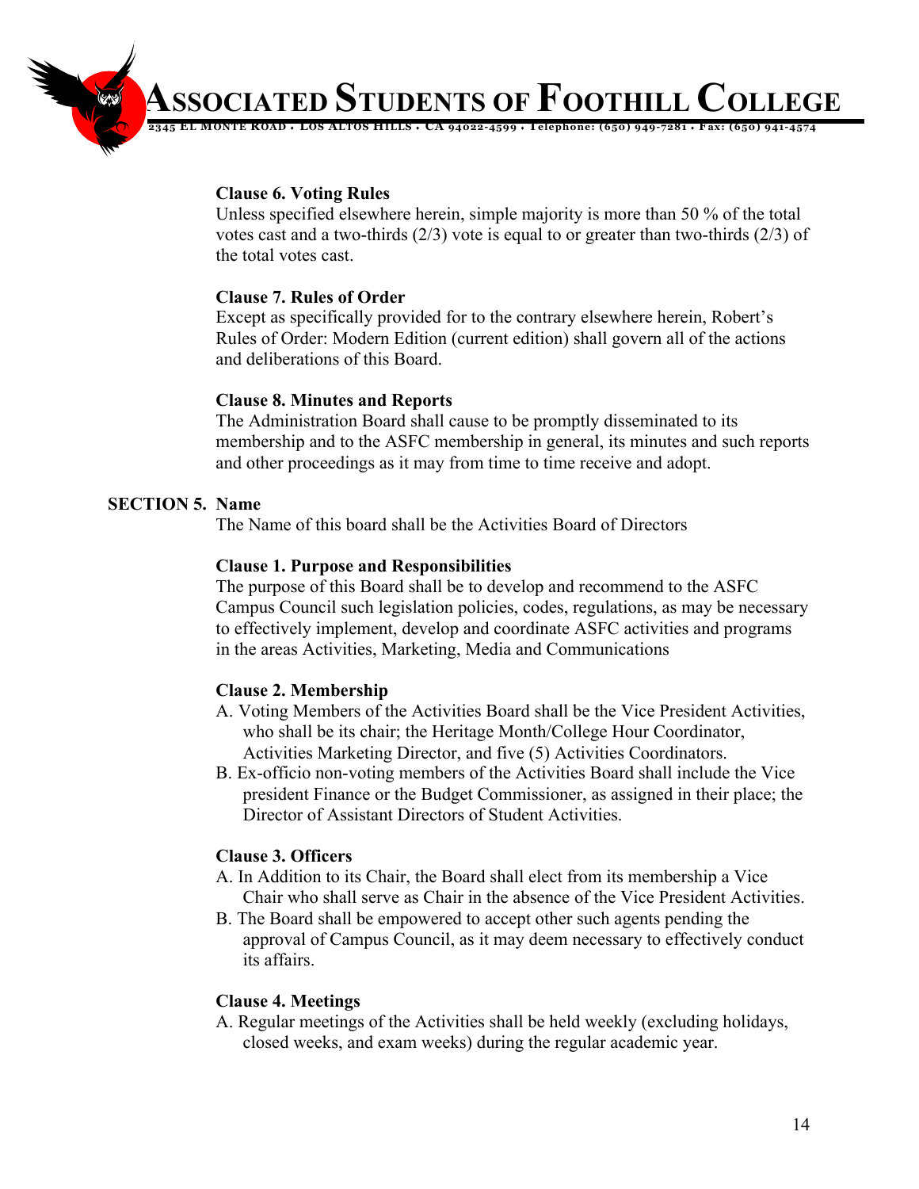**Clause 6. Voting Rules**

Unless specified elsewhere herein, simple majority is more than 50 % of the total votes cast and a two-thirds (2/3) vote is equal to or greater than two-thirds (2/3) of the total votes cast.

**Clause 7. Rules of Order**

Except as specifically provided for to the contrary elsewhere herein, Robert's Rules of Order: Modern Edition (current edition) shall govern all of the actions and deliberations of this Board.

**Clause 8. Minutes and Reports**

The Administration Board shall cause to be promptly disseminated to its membership and to the ASFC membership in general, its minutes and such reports and other proceedings as it may from time to time receive and adopt.

**SECTION 5. Name**

The Name of this board shall be the Activities Board of Directors

**Clause 1. Purpose and Responsibilities**

The purpose of this Board shall be to develop and recommend to the ASFC Campus Council such legislation policies, codes, regulations, as may be necessary to effectively implement, develop and coordinate ASFC activities and programs in the areas Activities, Marketing, Media and Communications

**Clause 2. Membership**

A. Voting Members of the Activities Board shall be the Vice President Activities, who shall be its chair; the Heritage Month/College Hour Coordinator, Activities Marketing Director, and five (5) Activities Coordinators.

B. Ex-officio non-voting members of the Activities Board shall include the Vice president Finance or the Budget Commissioner, as assigned in their place; the Director of Assistant Directors of Student Activities.

**Clause 3. Officers**

A. In Addition to its Chair, the Board shall elect from its membership a Vice Chair who shall serve as Chair in the absence of the Vice President Activities.

B. The Board shall be empowered to accept other such agents pending the approval of Campus Council, as it may deem necessary to effectively conduct its affairs.

**Clause 4. Meetings**

A. Regular meetings of the Activities shall be held weekly (excluding holidays, closed weeks, and exam weeks) during the regular academic year.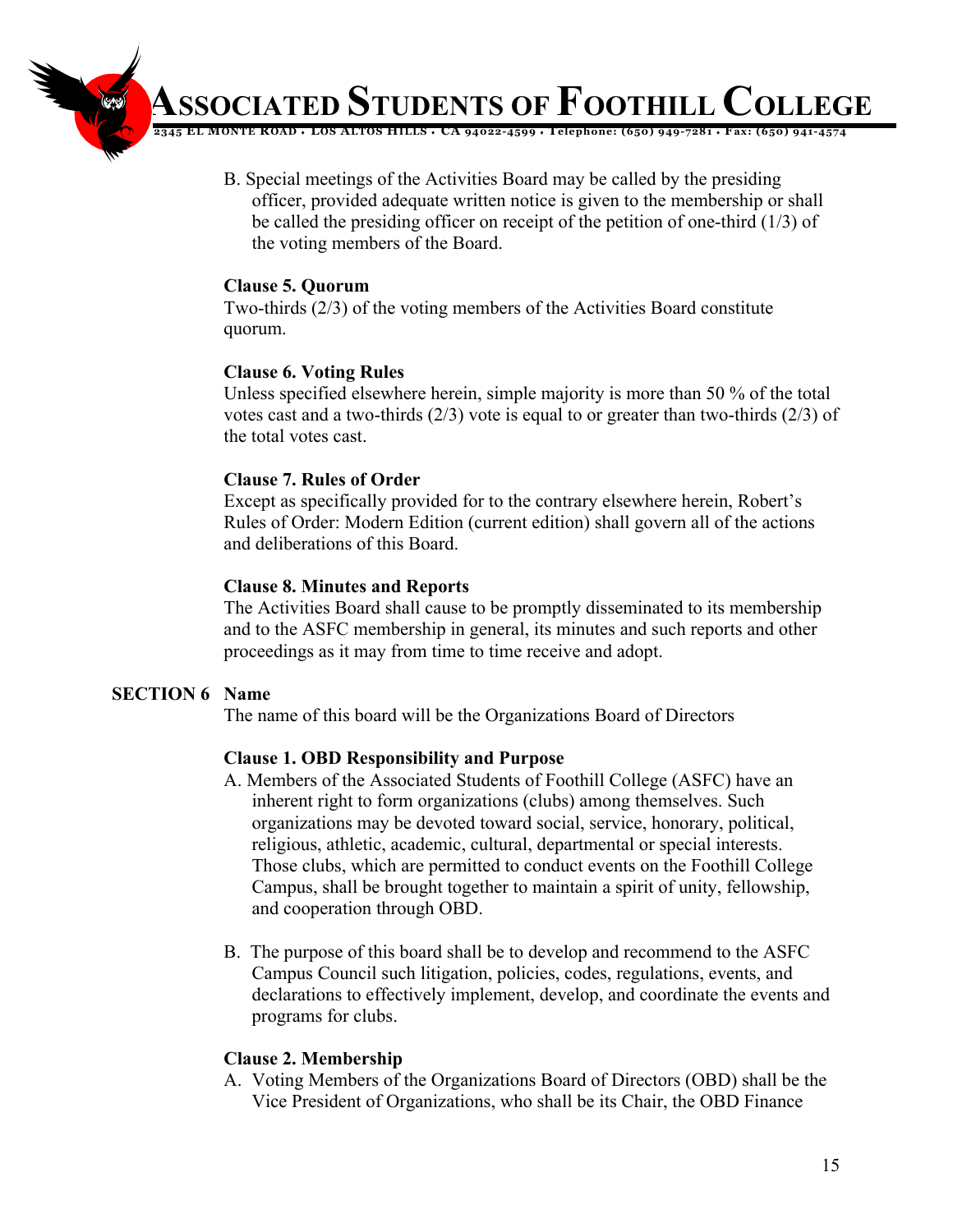B. Special meetings of the Activities Board may be called by the presiding officer, provided adequate written notice is given to the membership or shall be called the presiding officer on receipt of the petition of one-third (1/3) of the voting members of the Board.

**Clause 5. Quorum**
Two-thirds (2/3) of the voting members of the Activities Board constitute quorum.

**Clause 6. Voting Rules**
Unless specified elsewhere herein, simple majority is more than 50 % of the total votes cast and a two-thirds (2/3) vote is equal to or greater than two-thirds (2/3) of the total votes cast.

**Clause 7. Rules of Order**
Except as specifically provided for to the contrary elsewhere herein, Robert's Rules of Order: Modern Edition (current edition) shall govern all of the actions and deliberations of this Board.

**Clause 8. Minutes and Reports**
The Activities Board shall cause to be promptly disseminated to its membership and to the ASFC membership in general, its minutes and such reports and other proceedings as it may from time to time receive and adopt.

**SECTION 6 Name**
The name of this board will be the Organizations Board of Directors

**Clause 1. OBD Responsibility and Purpose**

A. Members of the Associated Students of Foothill College (ASFC) have an inherent right to form organizations (clubs) among themselves. Such organizations may be devoted toward social, service, honorary, political, religious, athletic, academic, cultural, departmental or special interests. Those clubs, which are permitted to conduct events on the Foothill College Campus, shall be brought together to maintain a spirit of unity, fellowship, and cooperation through OBD.

B. The purpose of this board shall be to develop and recommend to the ASFC Campus Council such litigation, policies, codes, regulations, events, and declarations to effectively implement, develop, and coordinate the events and programs for clubs.

**Clause 2. Membership**

A. Voting Members of the Organizations Board of Directors (OBD) shall be the Vice President of Organizations, who shall be its Chair, the OBD Finance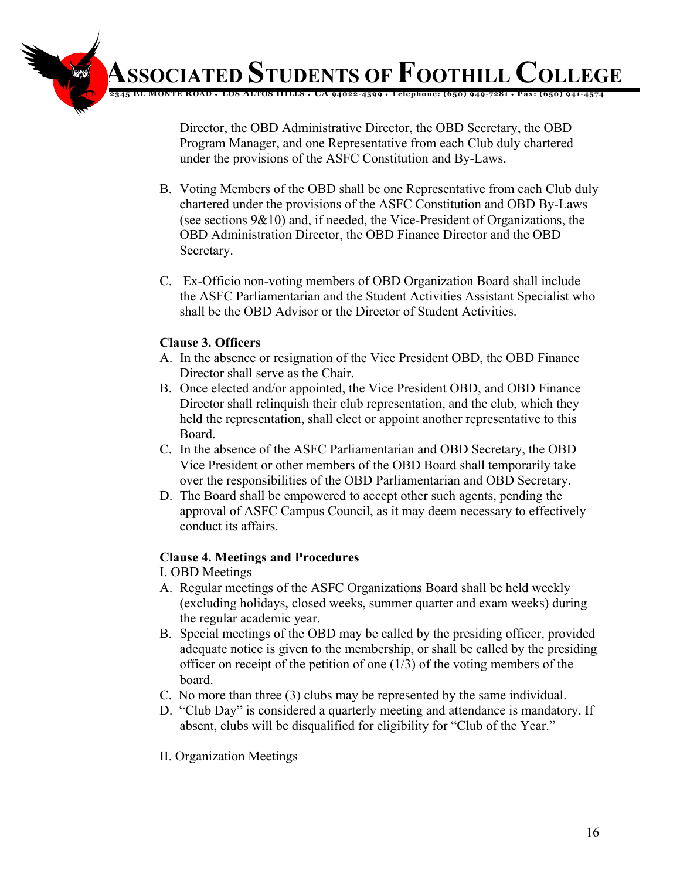Director, the OBD Administrative Director, the OBD Secretary, the OBD Program Manager, and one Representative from each Club duly chartered under the provisions of the ASFC Constitution and By-Laws.

B. Voting Members of the OBD shall be one Representative from each Club duly chartered under the provisions of the ASFC Constitution and OBD By-Laws (see sections 9&10) and, if needed, the Vice-President of Organizations, the OBD Administration Director, the OBD Finance Director and the OBD Secretary.

C. Ex-Officio non-voting members of OBD Organization Board shall include the ASFC Parliamentarian and the Student Activities Assistant Specialist who shall be the OBD Advisor or the Director of Student Activities.

**Clause 3. Officers**

A. In the absence or resignation of the Vice President OBD, the OBD Finance Director shall serve as the Chair.
B. Once elected and/or appointed, the Vice President OBD, and OBD Finance Director shall relinquish their club representation, and the club, which they held the representation, shall elect or appoint another representative to this Board.
C. In the absence of the ASFC Parliamentarian and OBD Secretary, the OBD Vice President or other members of the OBD Board shall temporarily take over the responsibilities of the OBD Parliamentarian and OBD Secretary.
D. The Board shall be empowered to accept other such agents, pending the approval of ASFC Campus Council, as it may deem necessary to effectively conduct its affairs.

**Clause 4. Meetings and Procedures**

I. OBD Meetings

A. Regular meetings of the ASFC Organizations Board shall be held weekly (excluding holidays, closed weeks, summer quarter and exam weeks) during the regular academic year.
B. Special meetings of the OBD may be called by the presiding officer, provided adequate notice is given to the membership, or shall be called by the presiding officer on receipt of the petition of one (1/3) of the voting members of the board.
C. No more than three (3) clubs may be represented by the same individual.
D. "Club Day" is considered a quarterly meeting and attendance is mandatory. If absent, clubs will be disqualified for eligibility for "Club of the Year."

II. Organization Meetings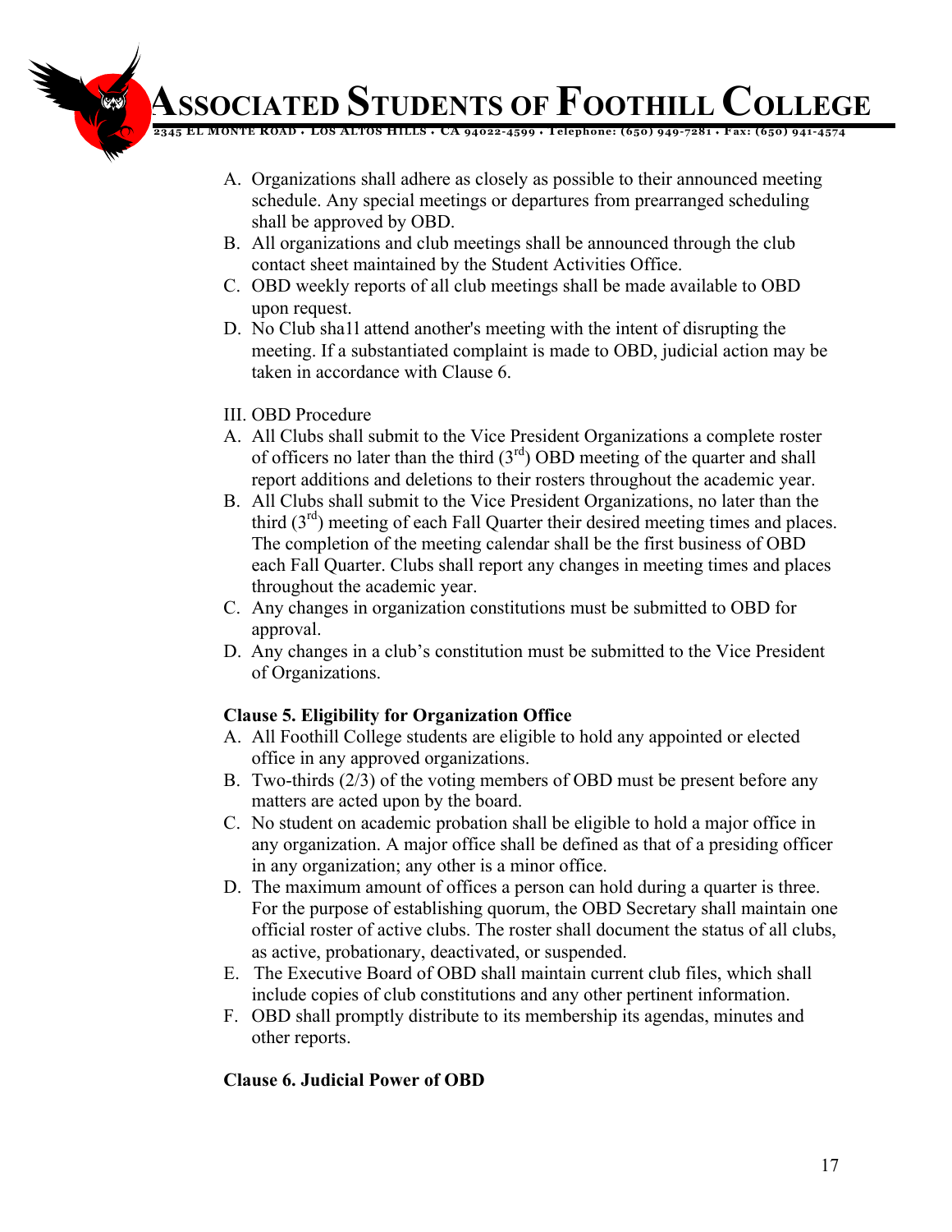A. Organizations shall adhere as closely as possible to their announced meeting schedule. Any special meetings or departures from prearranged scheduling shall be approved by OBD.
B. All organizations and club meetings shall be announced through the club contact sheet maintained by the Student Activities Office.
C. OBD weekly reports of all club meetings shall be made available to OBD upon request.
D. No Club sha1l attend another's meeting with the intent of disrupting the meeting. If a substantiated complaint is made to OBD, judicial action may be taken in accordance with Clause 6.

III. OBD Procedure

A. All Clubs shall submit to the Vice President Organizations a complete roster of officers no later than the third (3rd) OBD meeting of the quarter and shall report additions and deletions to their rosters throughout the academic year.
B. All Clubs shall submit to the Vice President Organizations, no later than the third (3rd) meeting of each Fall Quarter their desired meeting times and places. The completion of the meeting calendar shall be the first business of OBD each Fall Quarter. Clubs shall report any changes in meeting times and places throughout the academic year.
C. Any changes in organization constitutions must be submitted to OBD for approval.
D. Any changes in a club's constitution must be submitted to the Vice President of Organizations.

**Clause 5. Eligibility for Organization Office**

A. All Foothill College students are eligible to hold any appointed or elected office in any approved organizations.
B. Two-thirds (2/3) of the voting members of OBD must be present before any matters are acted upon by the board.
C. No student on academic probation shall be eligible to hold a major office in any organization. A major office shall be defined as that of a presiding officer in any organization; any other is a minor office.
D. The maximum amount of offices a person can hold during a quarter is three. For the purpose of establishing quorum, the OBD Secretary shall maintain one official roster of active clubs. The roster shall document the status of all clubs, as active, probationary, deactivated, or suspended.
E. The Executive Board of OBD shall maintain current club files, which shall include copies of club constitutions and any other pertinent information.
F. OBD shall promptly distribute to its membership its agendas, minutes and other reports.

**Clause 6. Judicial Power of OBD**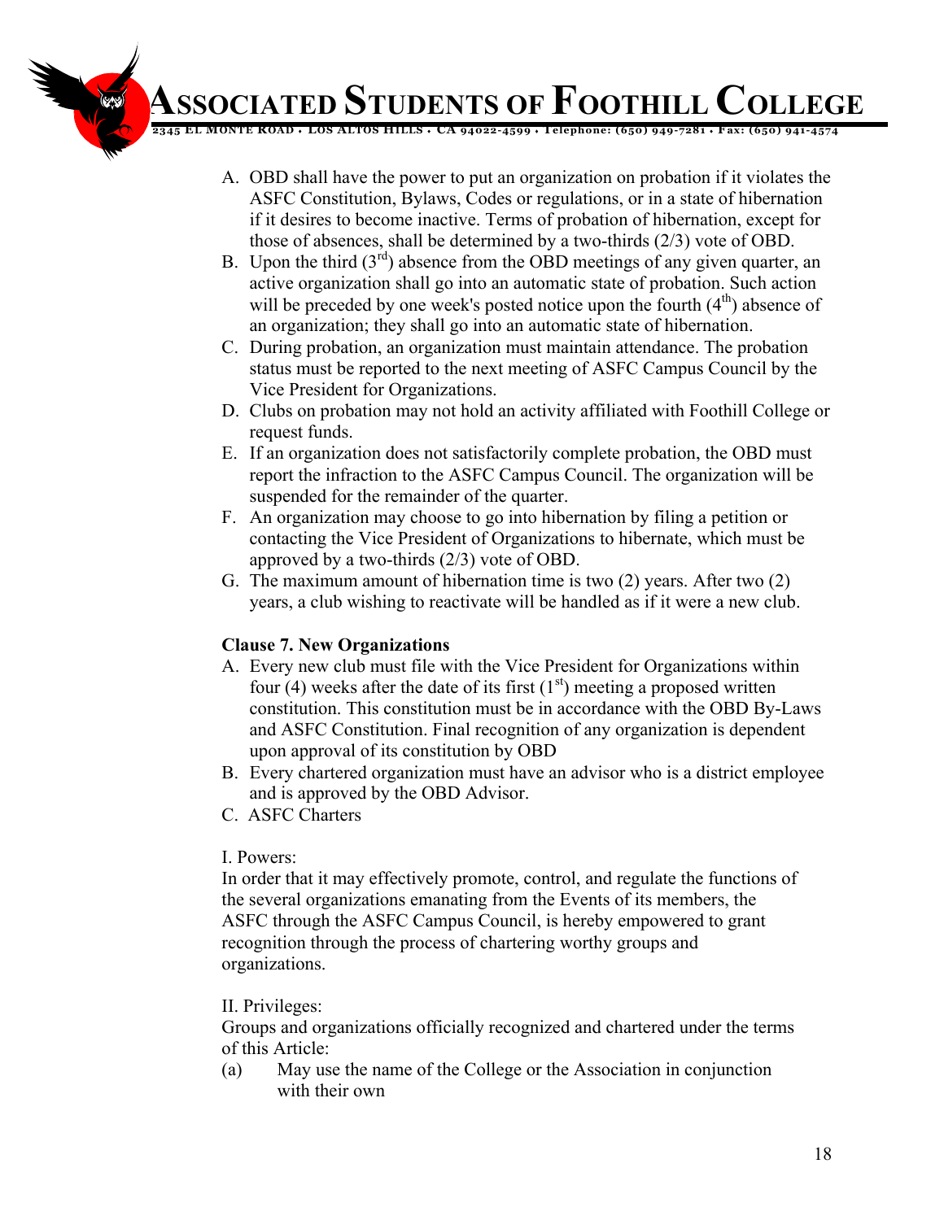A. OBD shall have the power to put an organization on probation if it violates the ASFC Constitution, Bylaws, Codes or regulations, or in a state of hibernation if it desires to become inactive. Terms of probation of hibernation, except for those of absences, shall be determined by a two-thirds (2/3) vote of OBD.
B. Upon the third (3rd) absence from the OBD meetings of any given quarter, an active organization shall go into an automatic state of probation. Such action will be preceded by one week's posted notice upon the fourth (4th) absence of an organization; they shall go into an automatic state of hibernation.
C. During probation, an organization must maintain attendance. The probation status must be reported to the next meeting of ASFC Campus Council by the Vice President for Organizations.
D. Clubs on probation may not hold an activity affiliated with Foothill College or request funds.
E. If an organization does not satisfactorily complete probation, the OBD must report the infraction to the ASFC Campus Council. The organization will be suspended for the remainder of the quarter.
F. An organization may choose to go into hibernation by filing a petition or contacting the Vice President of Organizations to hibernate, which must be approved by a two-thirds (2/3) vote of OBD.
G. The maximum amount of hibernation time is two (2) years. After two (2) years, a club wishing to reactivate will be handled as if it were a new club.

**Clause 7. New Organizations**

A. Every new club must file with the Vice President for Organizations within four (4) weeks after the date of its first (1st) meeting a proposed written constitution. This constitution must be in accordance with the OBD By-Laws and ASFC Constitution. Final recognition of any organization is dependent upon approval of its constitution by OBD
B. Every chartered organization must have an advisor who is a district employee and is approved by the OBD Advisor.
C. ASFC Charters

I. Powers:

In order that it may effectively promote, control, and regulate the functions of the several organizations emanating from the Events of its members, the ASFC through the ASFC Campus Council, is hereby empowered to grant recognition through the process of chartering worthy groups and organizations.

II. Privileges:

Groups and organizations officially recognized and chartered under the terms of this Article:

(a) May use the name of the College or the Association in conjunction with their own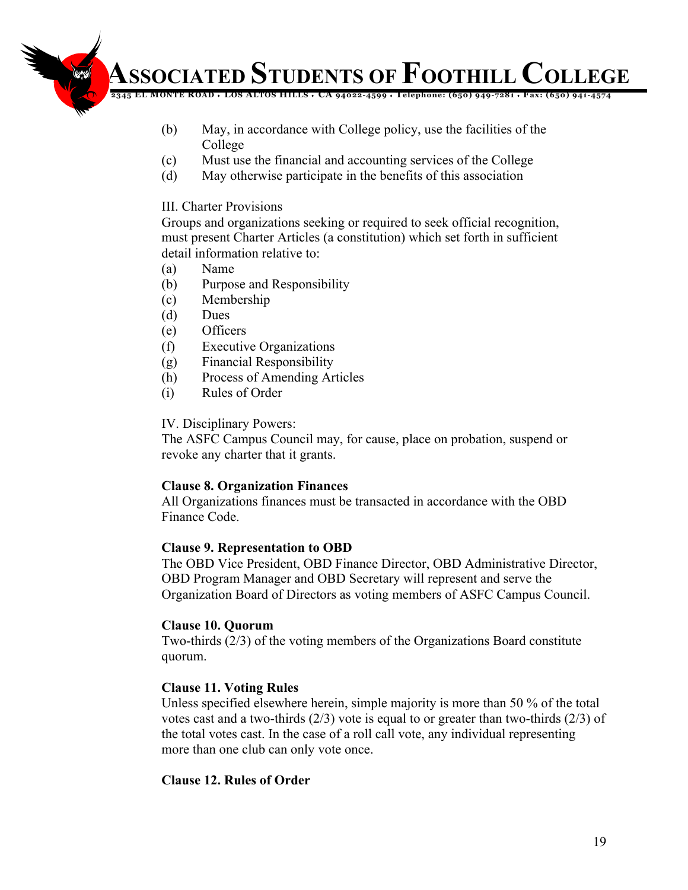(b) May, in accordance with College policy, use the facilities of the College
(c) Must use the financial and accounting services of the College
(d) May otherwise participate in the benefits of this association

III. Charter Provisions

Groups and organizations seeking or required to seek official recognition, must present Charter Articles (a constitution) which set forth in sufficient detail information relative to:

(a) Name
(b) Purpose and Responsibility
(c) Membership
(d) Dues
(e) Officers
(f) Executive Organizations
(g) Financial Responsibility
(h) Process of Amending Articles
(i) Rules of Order

IV. Disciplinary Powers:

The ASFC Campus Council may, for cause, place on probation, suspend or revoke any charter that it grants.

**Clause 8. Organization Finances**

All Organizations finances must be transacted in accordance with the OBD Finance Code.

**Clause 9. Representation to OBD**

The OBD Vice President, OBD Finance Director, OBD Administrative Director, OBD Program Manager and OBD Secretary will represent and serve the Organization Board of Directors as voting members of ASFC Campus Council.

**Clause 10. Quorum**

Two-thirds (2/3) of the voting members of the Organizations Board constitute quorum.

**Clause 11. Voting Rules**

Unless specified elsewhere herein, simple majority is more than 50 % of the total votes cast and a two-thirds (2/3) vote is equal to or greater than two-thirds (2/3) of the total votes cast. In the case of a roll call vote, any individual representing more than one club can only vote once.

**Clause 12. Rules of Order**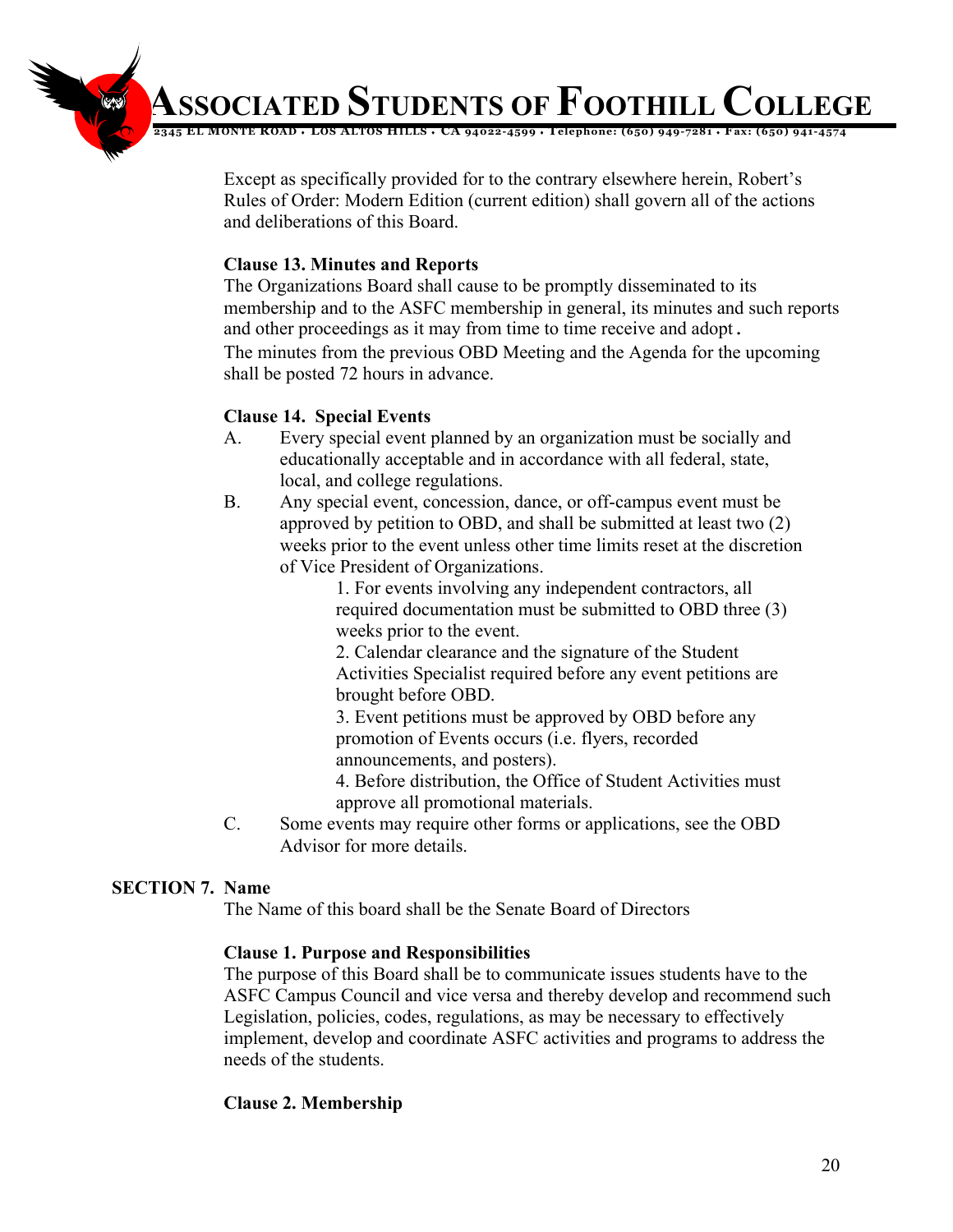Except as specifically provided for to the contrary elsewhere herein, Robert's Rules of Order: Modern Edition (current edition) shall govern all of the actions and deliberations of this Board.

**Clause 13. Minutes and Reports**

The Organizations Board shall cause to be promptly disseminated to its membership and to the ASFC membership in general, its minutes and such reports and other proceedings as it may from time to time receive and adopt.

The minutes from the previous OBD Meeting and the Agenda for the upcoming shall be posted 72 hours in advance.

**Clause 14. Special Events**

A. Every special event planned by an organization must be socially and educationally acceptable and in accordance with all federal, state, local, and college regulations.

B. Any special event, concession, dance, or off-campus event must be approved by petition to OBD, and shall be submitted at least two (2) weeks prior to the event unless other time limits reset at the discretion of Vice President of Organizations.

   1. For events involving any independent contractors, all required documentation must be submitted to OBD three (3) weeks prior to the event.
   2. Calendar clearance and the signature of the Student Activities Specialist required before any event petitions are brought before OBD.
   3. Event petitions must be approved by OBD before any promotion of Events occurs (i.e. flyers, recorded announcements, and posters).
   4. Before distribution, the Office of Student Activities must approve all promotional materials.

C. Some events may require other forms or applications, see the OBD Advisor for more details.

## SECTION 7. Name

The Name of this board shall be the Senate Board of Directors

**Clause 1. Purpose and Responsibilities**

The purpose of this Board shall be to communicate issues students have to the ASFC Campus Council and vice versa and thereby develop and recommend such Legislation, policies, codes, regulations, as may be necessary to effectively implement, develop and coordinate ASFC activities and programs to address the needs of the students.

**Clause 2. Membership**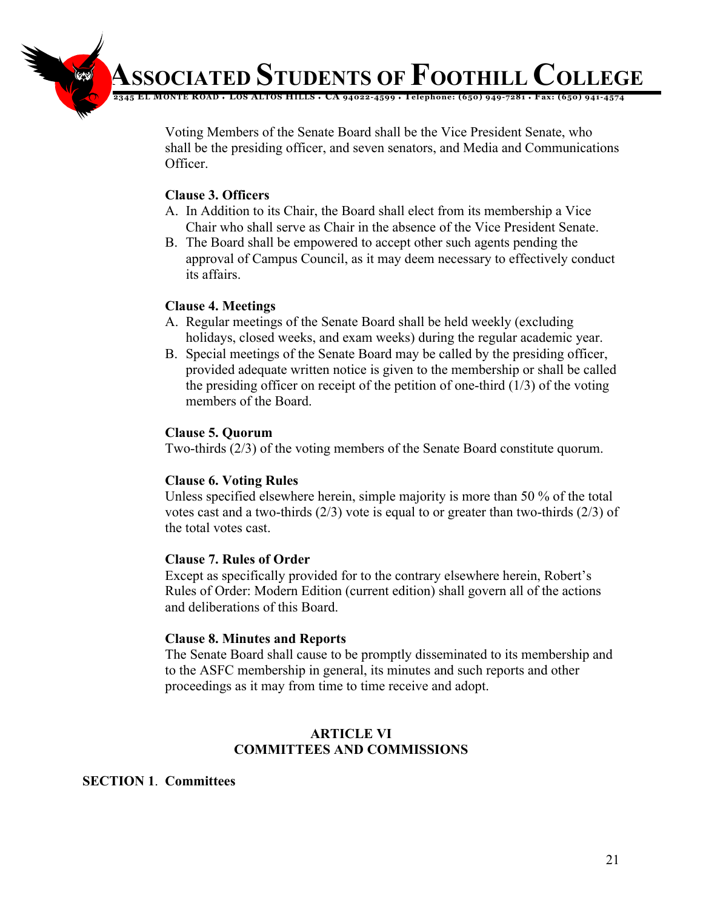Voting Members of the Senate Board shall be the Vice President Senate, who shall be the presiding officer, and seven senators, and Media and Communications Officer.

**Clause 3. Officers**

A. In Addition to its Chair, the Board shall elect from its membership a Vice Chair who shall serve as Chair in the absence of the Vice President Senate.
B. The Board shall be empowered to accept other such agents pending the approval of Campus Council, as it may deem necessary to effectively conduct its affairs.

**Clause 4. Meetings**

A. Regular meetings of the Senate Board shall be held weekly (excluding holidays, closed weeks, and exam weeks) during the regular academic year.
B. Special meetings of the Senate Board may be called by the presiding officer, provided adequate written notice is given to the membership or shall be called the presiding officer on receipt of the petition of one-third (1/3) of the voting members of the Board.

**Clause 5. Quorum**

Two-thirds (2/3) of the voting members of the Senate Board constitute quorum.

**Clause 6. Voting Rules**

Unless specified elsewhere herein, simple majority is more than 50 % of the total votes cast and a two-thirds (2/3) vote is equal to or greater than two-thirds (2/3) of the total votes cast.

**Clause 7. Rules of Order**

Except as specifically provided for to the contrary elsewhere herein, Robert's Rules of Order: Modern Edition (current edition) shall govern all of the actions and deliberations of this Board.

**Clause 8. Minutes and Reports**

The Senate Board shall cause to be promptly disseminated to its membership and to the ASFC membership in general, its minutes and such reports and other proceedings as it may from time to time receive and adopt.

## ARTICLE VI
## COMMITTEES AND COMMISSIONS

**SECTION 1**. **Committees**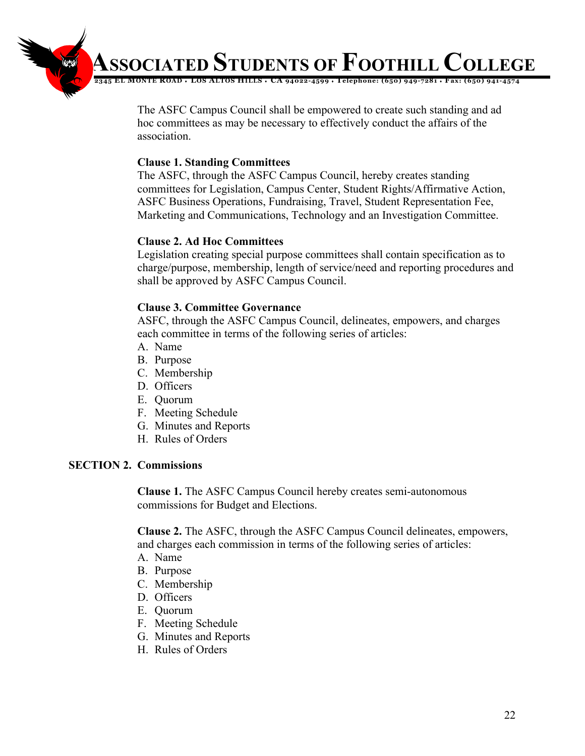The ASFC Campus Council shall be empowered to create such standing and ad hoc committees as may be necessary to effectively conduct the affairs of the association.

**Clause 1. Standing Committees**
The ASFC, through the ASFC Campus Council, hereby creates standing committees for Legislation, Campus Center, Student Rights/Affirmative Action, ASFC Business Operations, Fundraising, Travel, Student Representation Fee, Marketing and Communications, Technology and an Investigation Committee.

**Clause 2. Ad Hoc Committees**
Legislation creating special purpose committees shall contain specification as to charge/purpose, membership, length of service/need and reporting procedures and shall be approved by ASFC Campus Council.

**Clause 3. Committee Governance**
ASFC, through the ASFC Campus Council, delineates, empowers, and charges each committee in terms of the following series of articles:

A. Name
B. Purpose
C. Membership
D. Officers
E. Quorum
F. Meeting Schedule
G. Minutes and Reports
H. Rules of Orders

**SECTION 2. Commissions**

**Clause 1.** The ASFC Campus Council hereby creates semi-autonomous commissions for Budget and Elections.

**Clause 2.** The ASFC, through the ASFC Campus Council delineates, empowers, and charges each commission in terms of the following series of articles:

A. Name
B. Purpose
C. Membership
D. Officers
E. Quorum
F. Meeting Schedule
G. Minutes and Reports
H. Rules of Orders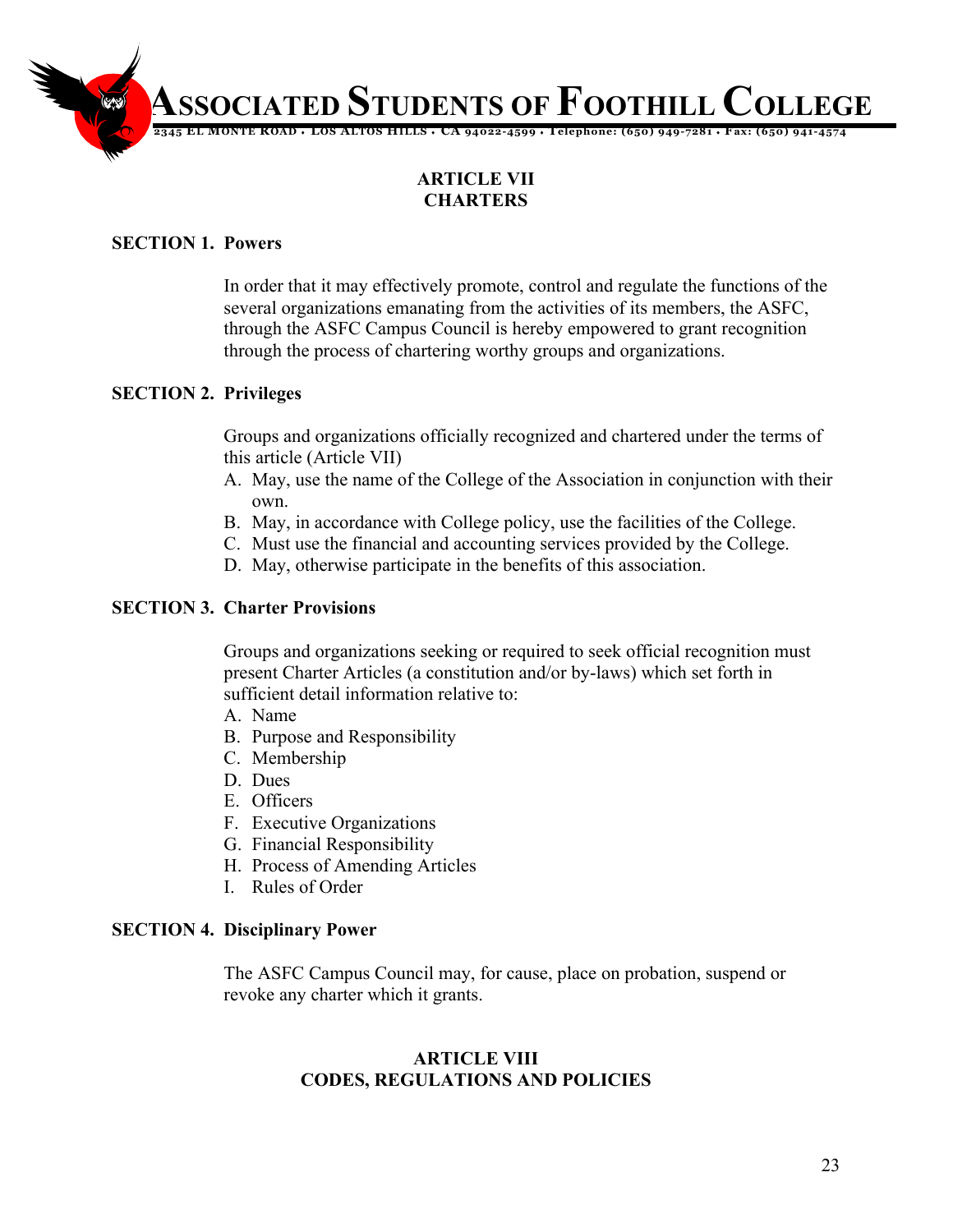## ARTICLE VII
## CHARTERS

**SECTION 1. Powers**

In order that it may effectively promote, control and regulate the functions of the several organizations emanating from the activities of its members, the ASFC, through the ASFC Campus Council is hereby empowered to grant recognition through the process of chartering worthy groups and organizations.

**SECTION 2. Privileges**

Groups and organizations officially recognized and chartered under the terms of this article (Article VII)

A. May, use the name of the College of the Association in conjunction with their own.
B. May, in accordance with College policy, use the facilities of the College.
C. Must use the financial and accounting services provided by the College.
D. May, otherwise participate in the benefits of this association.

**SECTION 3. Charter Provisions**

Groups and organizations seeking or required to seek official recognition must present Charter Articles (a constitution and/or by-laws) which set forth in sufficient detail information relative to:

A. Name
B. Purpose and Responsibility
C. Membership
D. Dues
E. Officers
F. Executive Organizations
G. Financial Responsibility
H. Process of Amending Articles
I. Rules of Order

**SECTION 4. Disciplinary Power**

The ASFC Campus Council may, for cause, place on probation, suspend or revoke any charter which it grants.

## ARTICLE VIII
## CODES, REGULATIONS AND POLICIES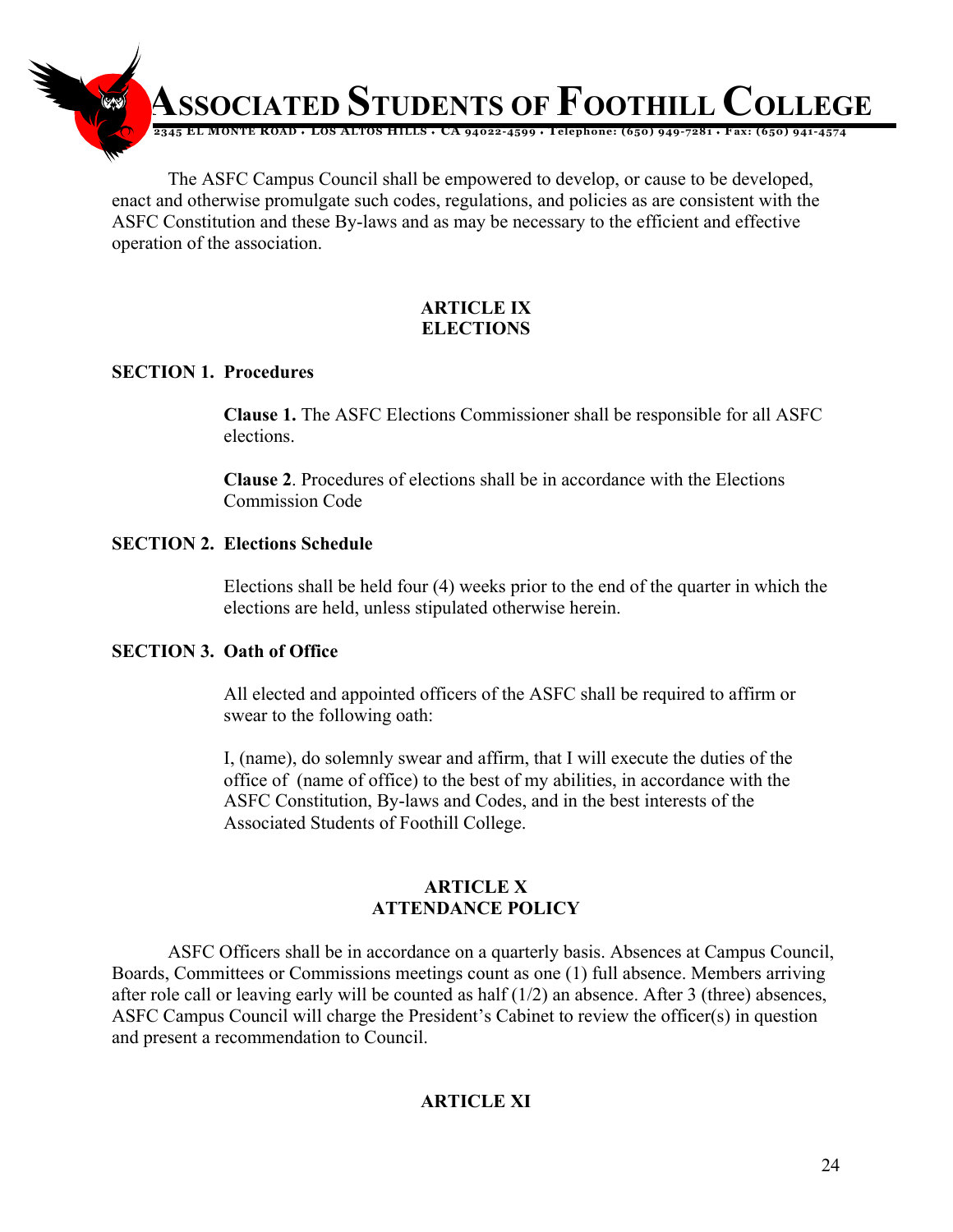The ASFC Campus Council shall be empowered to develop, or cause to be developed, enact and otherwise promulgate such codes, regulations, and policies as are consistent with the ASFC Constitution and these By-laws and as may be necessary to the efficient and effective operation of the association.

## ARTICLE IX
## ELECTIONS

### SECTION 1. Procedures

**Clause 1.** The ASFC Elections Commissioner shall be responsible for all ASFC elections.

**Clause 2**. Procedures of elections shall be in accordance with the Elections Commission Code

### SECTION 2. Elections Schedule

Elections shall be held four (4) weeks prior to the end of the quarter in which the elections are held, unless stipulated otherwise herein.

### SECTION 3. Oath of Office

All elected and appointed officers of the ASFC shall be required to affirm or swear to the following oath:

I, (name), do solemnly swear and affirm, that I will execute the duties of the office of (name of office) to the best of my abilities, in accordance with the ASFC Constitution, By-laws and Codes, and in the best interests of the Associated Students of Foothill College.

## ARTICLE X
## ATTENDANCE POLICY

ASFC Officers shall be in accordance on a quarterly basis. Absences at Campus Council, Boards, Committees or Commissions meetings count as one (1) full absence. Members arriving after role call or leaving early will be counted as half (1/2) an absence. After 3 (three) absences, ASFC Campus Council will charge the President's Cabinet to review the officer(s) in question and present a recommendation to Council.

## ARTICLE XI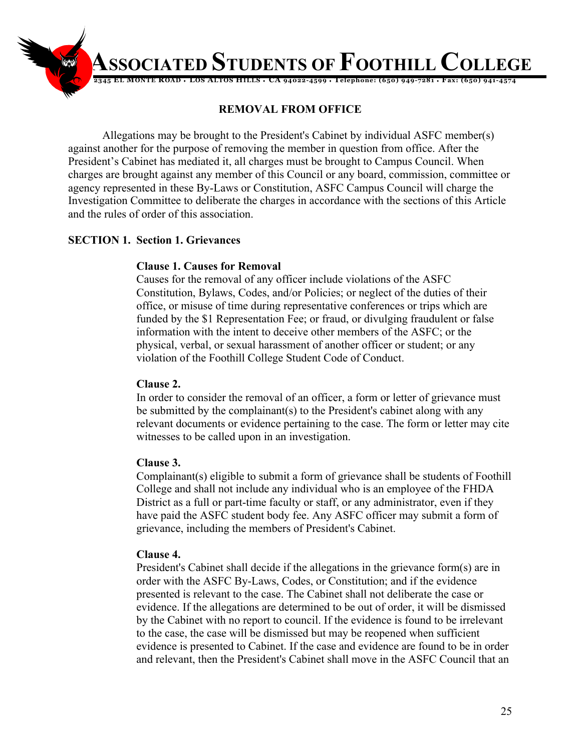## REMOVAL FROM OFFICE

Allegations may be brought to the President's Cabinet by individual ASFC member(s) against another for the purpose of removing the member in question from office. After the President's Cabinet has mediated it, all charges must be brought to Campus Council. When charges are brought against any member of this Council or any board, commission, committee or agency represented in these By-Laws or Constitution, ASFC Campus Council will charge the Investigation Committee to deliberate the charges in accordance with the sections of this Article and the rules of order of this association.

### SECTION 1. Section 1. Grievances

**Clause 1. Causes for Removal**
Causes for the removal of any officer include violations of the ASFC Constitution, Bylaws, Codes, and/or Policies; or neglect of the duties of their office, or misuse of time during representative conferences or trips which are funded by the $1 Representation Fee; or fraud, or divulging fraudulent or false information with the intent to deceive other members of the ASFC; or the physical, verbal, or sexual harassment of another officer or student; or any violation of the Foothill College Student Code of Conduct.

**Clause 2.**
In order to consider the removal of an officer, a form or letter of grievance must be submitted by the complainant(s) to the President's cabinet along with any relevant documents or evidence pertaining to the case. The form or letter may cite witnesses to be called upon in an investigation.

**Clause 3.**
Complainant(s) eligible to submit a form of grievance shall be students of Foothill College and shall not include any individual who is an employee of the FHDA District as a full or part-time faculty or staff, or any administrator, even if they have paid the ASFC student body fee. Any ASFC officer may submit a form of grievance, including the members of President's Cabinet.

**Clause 4.**
President's Cabinet shall decide if the allegations in the grievance form(s) are in order with the ASFC By-Laws, Codes, or Constitution; and if the evidence presented is relevant to the case. The Cabinet shall not deliberate the case or evidence. If the allegations are determined to be out of order, it will be dismissed by the Cabinet with no report to council. If the evidence is found to be irrelevant to the case, the case will be dismissed but may be reopened when sufficient evidence is presented to Cabinet. If the case and evidence are found to be in order and relevant, then the President's Cabinet shall move in the ASFC Council that an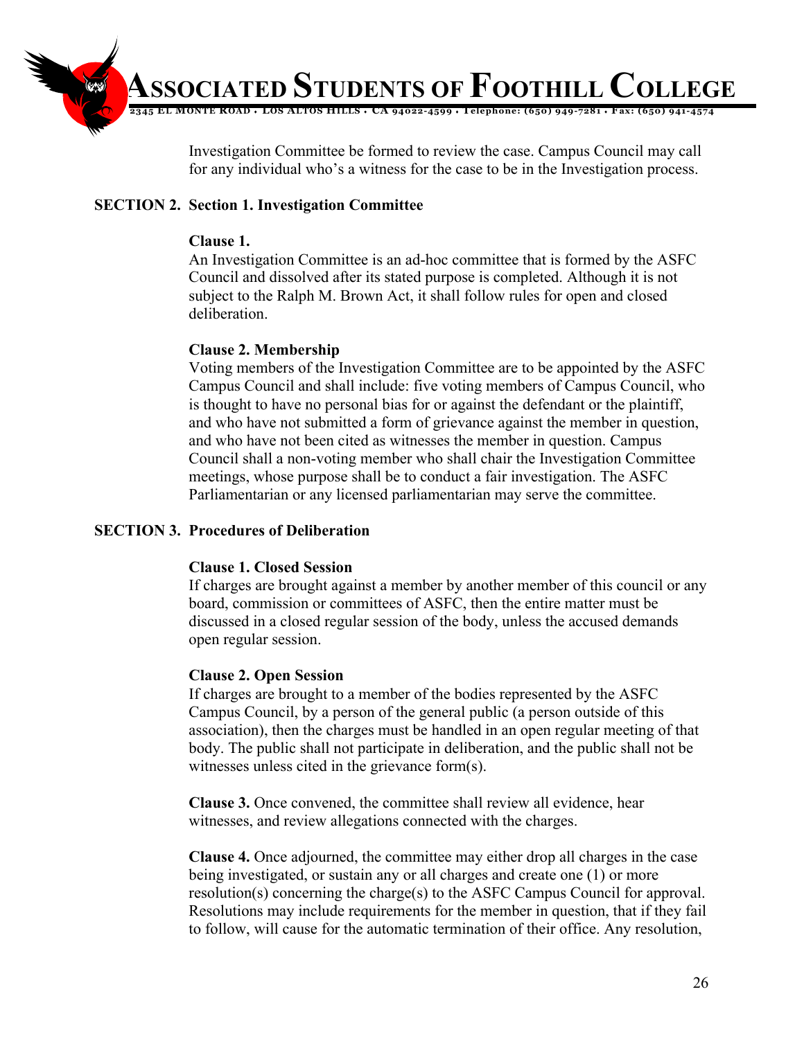Investigation Committee be formed to review the case. Campus Council may call for any individual who's a witness for the case to be in the Investigation process.

**SECTION 2. Section 1. Investigation Committee**

**Clause 1.**
An Investigation Committee is an ad-hoc committee that is formed by the ASFC Council and dissolved after its stated purpose is completed. Although it is not subject to the Ralph M. Brown Act, it shall follow rules for open and closed deliberation.

**Clause 2. Membership**
Voting members of the Investigation Committee are to be appointed by the ASFC Campus Council and shall include: five voting members of Campus Council, who is thought to have no personal bias for or against the defendant or the plaintiff, and who have not submitted a form of grievance against the member in question, and who have not been cited as witnesses the member in question. Campus Council shall a non-voting member who shall chair the Investigation Committee meetings, whose purpose shall be to conduct a fair investigation. The ASFC Parliamentarian or any licensed parliamentarian may serve the committee.

**SECTION 3. Procedures of Deliberation**

**Clause 1. Closed Session**
If charges are brought against a member by another member of this council or any board, commission or committees of ASFC, then the entire matter must be discussed in a closed regular session of the body, unless the accused demands open regular session.

**Clause 2. Open Session**
If charges are brought to a member of the bodies represented by the ASFC Campus Council, by a person of the general public (a person outside of this association), then the charges must be handled in an open regular meeting of that body. The public shall not participate in deliberation, and the public shall not be witnesses unless cited in the grievance form(s).

**Clause 3.** Once convened, the committee shall review all evidence, hear witnesses, and review allegations connected with the charges.

**Clause 4.** Once adjourned, the committee may either drop all charges in the case being investigated, or sustain any or all charges and create one (1) or more resolution(s) concerning the charge(s) to the ASFC Campus Council for approval. Resolutions may include requirements for the member in question, that if they fail to follow, will cause for the automatic termination of their office. Any resolution,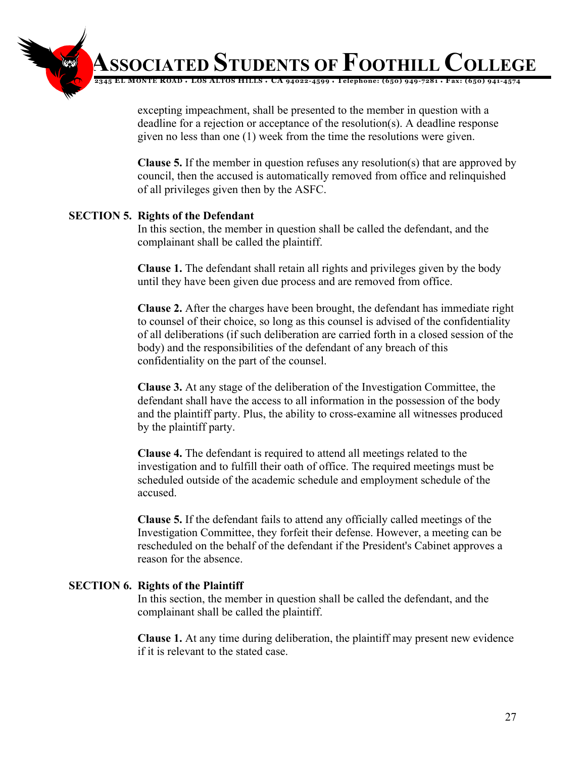excepting impeachment, shall be presented to the member in question with a deadline for a rejection or acceptance of the resolution(s). A deadline response given no less than one (1) week from the time the resolutions were given.

**Clause 5.** If the member in question refuses any resolution(s) that are approved by council, then the accused is automatically removed from office and relinquished of all privileges given then by the ASFC.

**SECTION 5. Rights of the Defendant**

In this section, the member in question shall be called the defendant, and the complainant shall be called the plaintiff.

**Clause 1.** The defendant shall retain all rights and privileges given by the body until they have been given due process and are removed from office.

**Clause 2.** After the charges have been brought, the defendant has immediate right to counsel of their choice, so long as this counsel is advised of the confidentiality of all deliberations (if such deliberation are carried forth in a closed session of the body) and the responsibilities of the defendant of any breach of this confidentiality on the part of the counsel.

**Clause 3.** At any stage of the deliberation of the Investigation Committee, the defendant shall have the access to all information in the possession of the body and the plaintiff party. Plus, the ability to cross-examine all witnesses produced by the plaintiff party.

**Clause 4.** The defendant is required to attend all meetings related to the investigation and to fulfill their oath of office. The required meetings must be scheduled outside of the academic schedule and employment schedule of the accused.

**Clause 5.** If the defendant fails to attend any officially called meetings of the Investigation Committee, they forfeit their defense. However, a meeting can be rescheduled on the behalf of the defendant if the President's Cabinet approves a reason for the absence.

**SECTION 6. Rights of the Plaintiff**

In this section, the member in question shall be called the defendant, and the complainant shall be called the plaintiff.

**Clause 1.** At any time during deliberation, the plaintiff may present new evidence if it is relevant to the stated case.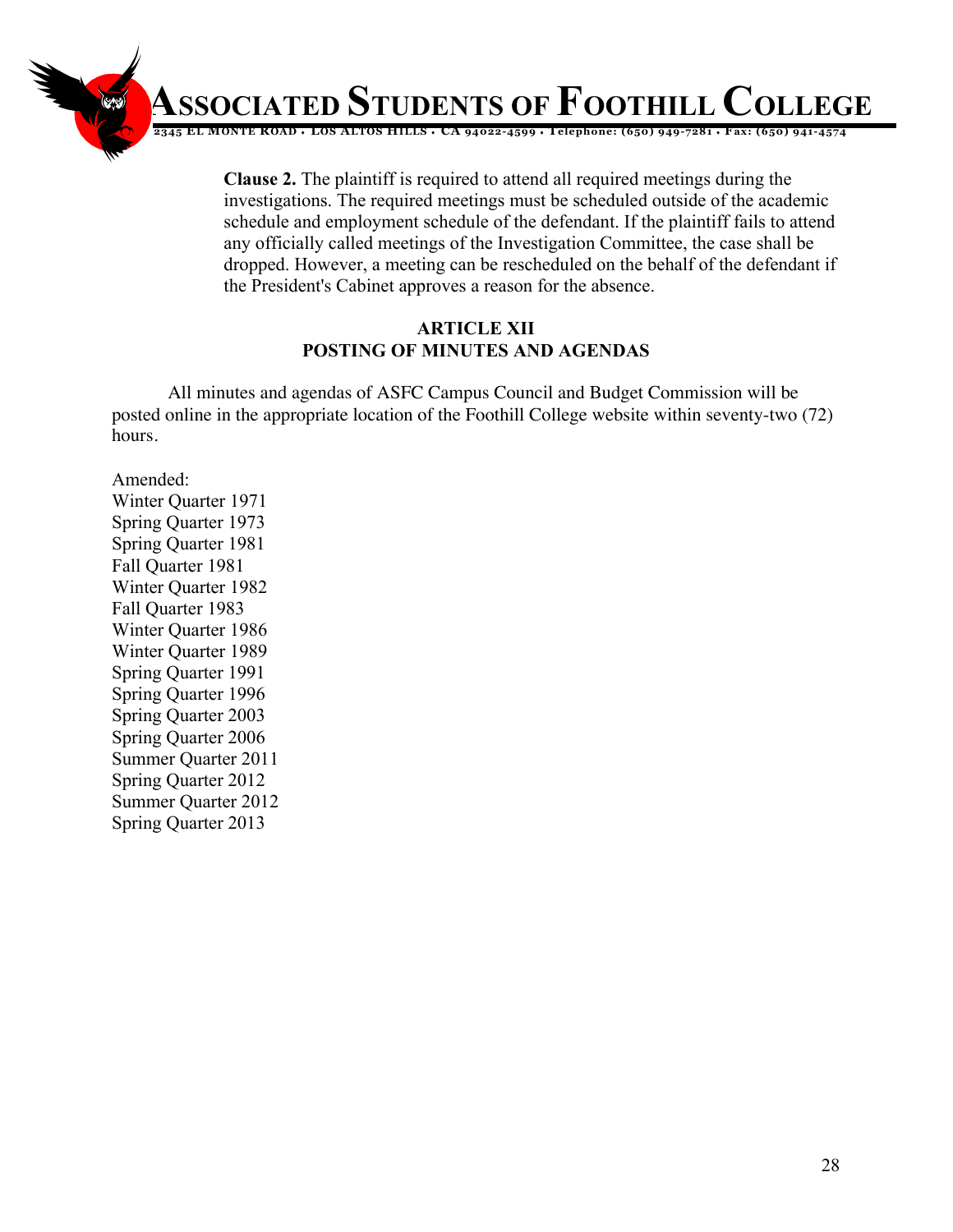**Clause 2.** The plaintiff is required to attend all required meetings during the investigations. The required meetings must be scheduled outside of the academic schedule and employment schedule of the defendant. If the plaintiff fails to attend any officially called meetings of the Investigation Committee, the case shall be dropped. However, a meeting can be rescheduled on the behalf of the defendant if the President's Cabinet approves a reason for the absence.

## ARTICLE XII
## POSTING OF MINUTES AND AGENDAS

All minutes and agendas of ASFC Campus Council and Budget Commission will be posted online in the appropriate location of the Foothill College website within seventy-two (72) hours.

Amended:
Winter Quarter 1971
Spring Quarter 1973
Spring Quarter 1981
Fall Quarter 1981
Winter Quarter 1982
Fall Quarter 1983
Winter Quarter 1986
Winter Quarter 1989
Spring Quarter 1991
Spring Quarter 1996
Spring Quarter 2003
Spring Quarter 2006
Summer Quarter 2011
Spring Quarter 2012
Summer Quarter 2012
Spring Quarter 2013